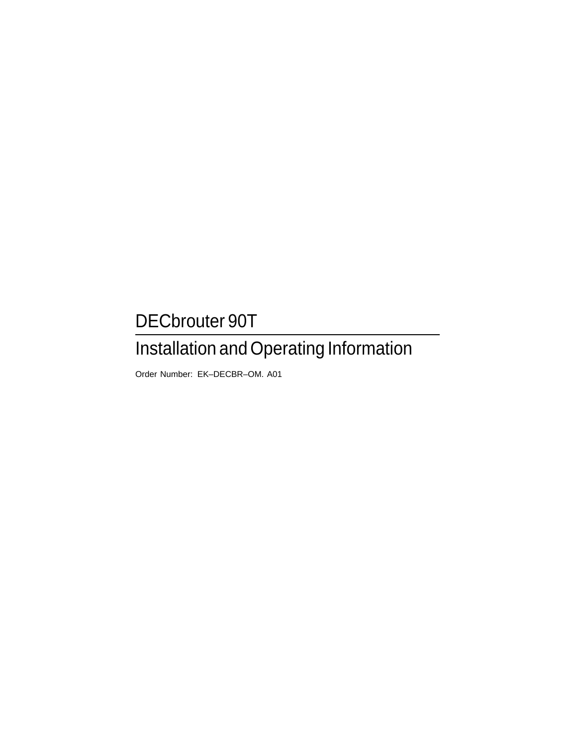# DECbrouter 90T

## Installation and Operating Information

Order Number: EK–DECBR–OM. A01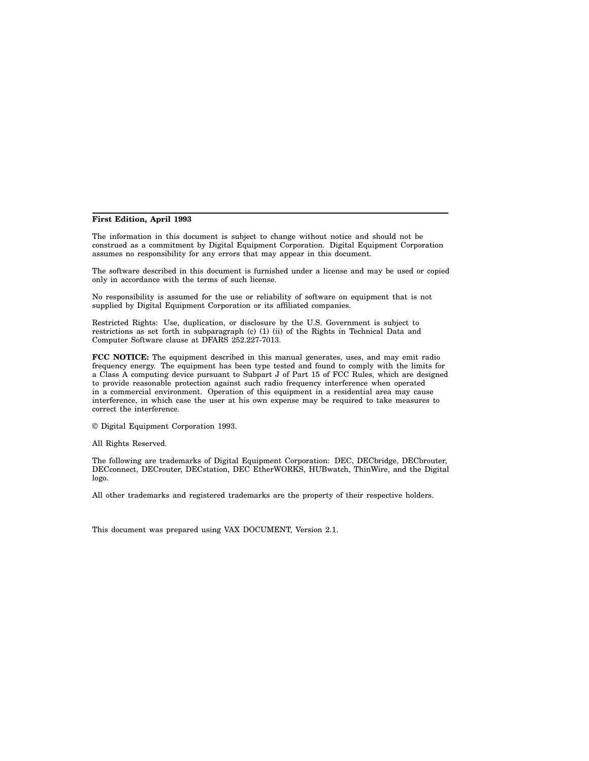**First Edition, April 1993**

The information in this document is subject to change without notice and should not be construed as a commitment by Digital Equipment Corporation. Digital Equipment Corporation assumes no responsibility for any errors that may appear in this document.

The software described in this document is furnished under a license and may be used or copied only in accordance with the terms of such license.

No responsibility is assumed for the use or reliability of software on equipment that is not supplied by Digital Equipment Corporation or its affiliated companies.

Restricted Rights: Use, duplication, or disclosure by the U.S. Government is subject to restrictions as set forth in subparagraph (c) (1) (ii) of the Rights in Technical Data and Computer Software clause at DFARS 252.227-7013.

**FCC NOTICE:** The equipment described in this manual generates, uses, and may emit radio frequency energy. The equipment has been type tested and found to comply with the limits for a Class A computing device pursuant to Subpart J of Part 15 of FCC Rules, which are designed to provide reasonable protection against such radio frequency interference when operated in a commercial environment. Operation of this equipment in a residential area may cause interference, in which case the user at his own expense may be required to take measures to correct the interference.

© Digital Equipment Corporation 1993.

All Rights Reserved.

The following are trademarks of Digital Equipment Corporation: DEC, DECbridge, DECbrouter, DECconnect, DECrouter, DECstation, DEC EtherWORKS, HUBwatch, ThinWire, and the Digital logo.

All other trademarks and registered trademarks are the property of their respective holders.

This document was prepared using VAX DOCUMENT, Version 2.1.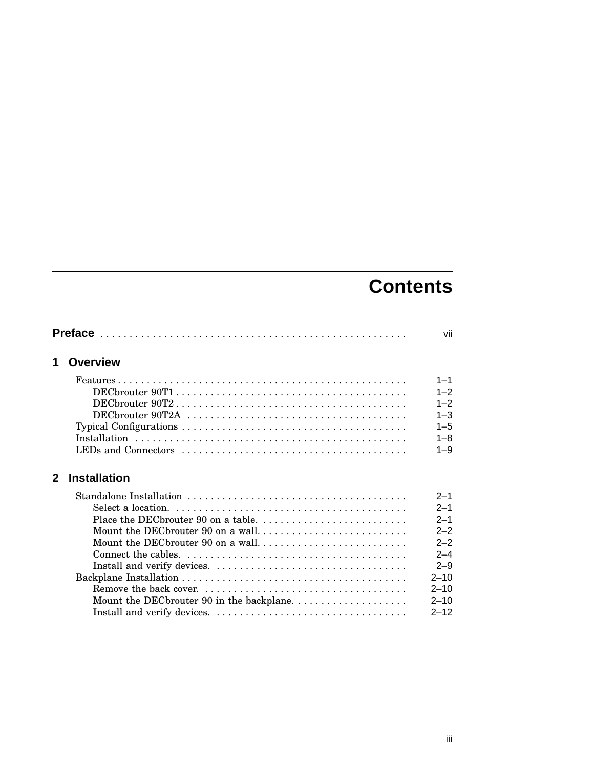# Contents

**Preface** . . . . . . . . . . . . . . . . . . . . . . . . . . . . . . . . . . . . . . . . . . . . . . . . . . . . vii

## 1 Overview

Features . . . . . . . . . . . . . . . . . . . . . . . . . . . . . . . . . . . . . . . . . . . . . . . . . . 1–1
  DECbrouter 90T1 . . . . . . . . . . . . . . . . . . . . . . . . . . . . . . . . . . . . . . . . 1–2
  DECbrouter 90T2 . . . . . . . . . . . . . . . . . . . . . . . . . . . . . . . . . . . . . . . . 1–2
  DECbrouter 90T2A . . . . . . . . . . . . . . . . . . . . . . . . . . . . . . . . . . . . . . 1–3
Typical Configurations . . . . . . . . . . . . . . . . . . . . . . . . . . . . . . . . . . . . . . 1–5
Installation . . . . . . . . . . . . . . . . . . . . . . . . . . . . . . . . . . . . . . . . . . . . . . . 1–8
LEDs and Connectors . . . . . . . . . . . . . . . . . . . . . . . . . . . . . . . . . . . . . . 1–9

## 2 Installation

Standalone Installation . . . . . . . . . . . . . . . . . . . . . . . . . . . . . . . . . . . . . . 2–1
  Select a location. . . . . . . . . . . . . . . . . . . . . . . . . . . . . . . . . . . . . . . . . 2–1
  Place the DECbrouter 90 on a table. . . . . . . . . . . . . . . . . . . . . . . . . . 2–1
  Mount the DECbrouter 90 on a wall. . . . . . . . . . . . . . . . . . . . . . . . . . 2–2
  Mount the DECbrouter 90 on a wall. . . . . . . . . . . . . . . . . . . . . . . . . . 2–2
  Connect the cables. . . . . . . . . . . . . . . . . . . . . . . . . . . . . . . . . . . . . . . 2–4
  Install and verify devices. . . . . . . . . . . . . . . . . . . . . . . . . . . . . . . . . . 2–9
Backplane Installation . . . . . . . . . . . . . . . . . . . . . . . . . . . . . . . . . . . . . . . 2–10
  Remove the back cover. . . . . . . . . . . . . . . . . . . . . . . . . . . . . . . . . . . . 2–10
  Mount the DECbrouter 90 in the backplane. . . . . . . . . . . . . . . . . . . . 2–10
  Install and verify devices. . . . . . . . . . . . . . . . . . . . . . . . . . . . . . . . . . 2–12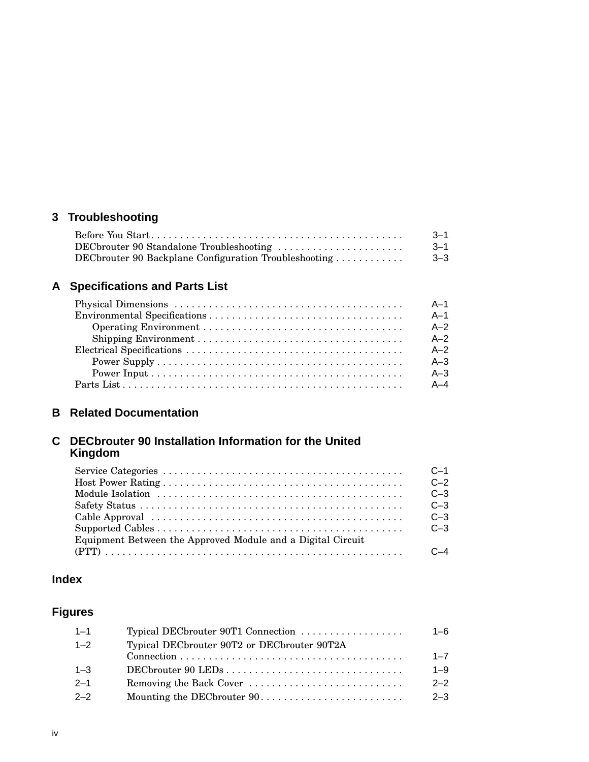## 3 Troubleshooting

| | |
|---|---|
| Before You Start | 3–1 |
| DECbrouter 90 Standalone Troubleshooting | 3–1 |
| DECbrouter 90 Backplane Configuration Troubleshooting | 3–3 |

## A Specifications and Parts List

| | |
|---|---|
| Physical Dimensions | A–1 |
| Environmental Specifications | A–1 |
| Operating Environment | A–2 |
| Shipping Environment | A–2 |
| Electrical Specifications | A–2 |
| Power Supply | A–3 |
| Power Input | A–3 |
| Parts List | A–4 |

## B Related Documentation

## C DECbrouter 90 Installation Information for the United Kingdom

| | |
|---|---|
| Service Categories | C–1 |
| Host Power Rating | C–2 |
| Module Isolation | C–3 |
| Safety Status | C–3 |
| Cable Approval | C–3 |
| Supported Cables | C–3 |
| Equipment Between the Approved Module and a Digital Circuit (PTT) | C–4 |

## Index

## Figures

| | | |
|---|---|---|
| 1–1 | Typical DECbrouter 90T1 Connection | 1–6 |
| 1–2 | Typical DECbrouter 90T2 or DECbrouter 90T2A Connection | 1–7 |
| 1–3 | DECbrouter 90 LEDs | 1–9 |
| 2–1 | Removing the Back Cover | 2–2 |
| 2–2 | Mounting the DECbrouter 90 | 2–3 |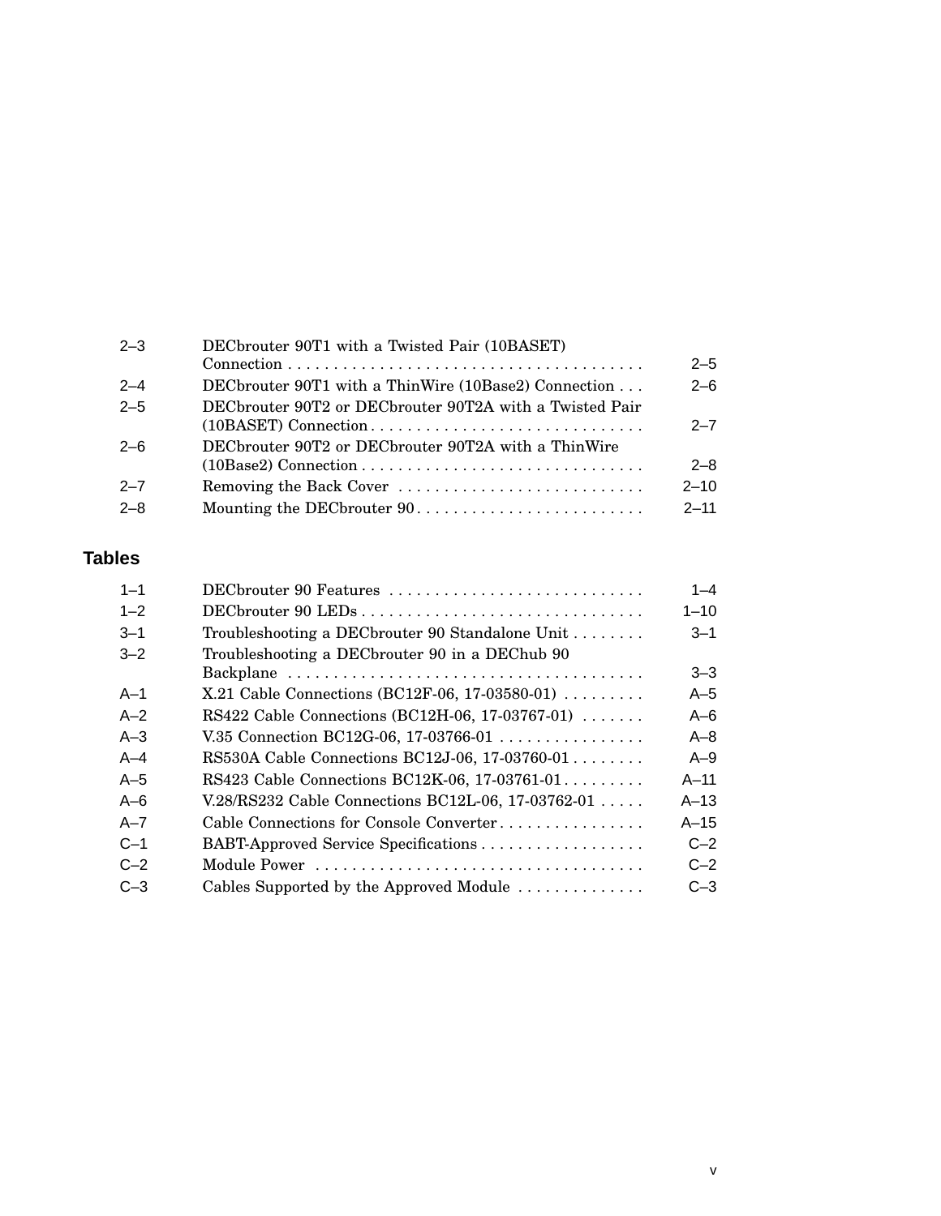| | | |
|---|---|---|
| 2–3 | DECbrouter 90T1 with a Twisted Pair (10BASET) Connection | 2–5 |
| 2–4 | DECbrouter 90T1 with a ThinWire (10Base2) Connection | 2–6 |
| 2–5 | DECbrouter 90T2 or DECbrouter 90T2A with a Twisted Pair (10BASET) Connection | 2–7 |
| 2–6 | DECbrouter 90T2 or DECbrouter 90T2A with a ThinWire (10Base2) Connection | 2–8 |
| 2–7 | Removing the Back Cover | 2–10 |
| 2–8 | Mounting the DECbrouter 90 | 2–11 |

## Tables

| | | |
|---|---|---|
| 1–1 | DECbrouter 90 Features | 1–4 |
| 1–2 | DECbrouter 90 LEDs | 1–10 |
| 3–1 | Troubleshooting a DECbrouter 90 Standalone Unit | 3–1 |
| 3–2 | Troubleshooting a DECbrouter 90 in a DEChub 90 Backplane | 3–3 |
| A–1 | X.21 Cable Connections (BC12F-06, 17-03580-01) | A–5 |
| A–2 | RS422 Cable Connections (BC12H-06, 17-03767-01) | A–6 |
| A–3 | V.35 Connection BC12G-06, 17-03766-01 | A–8 |
| A–4 | RS530A Cable Connections BC12J-06, 17-03760-01 | A–9 |
| A–5 | RS423 Cable Connections BC12K-06, 17-03761-01 | A–11 |
| A–6 | V.28/RS232 Cable Connections BC12L-06, 17-03762-01 | A–13 |
| A–7 | Cable Connections for Console Converter | A–15 |
| C–1 | BABT-Approved Service Specifications | C–2 |
| C–2 | Module Power | C–2 |
| C–3 | Cables Supported by the Approved Module | C–3 |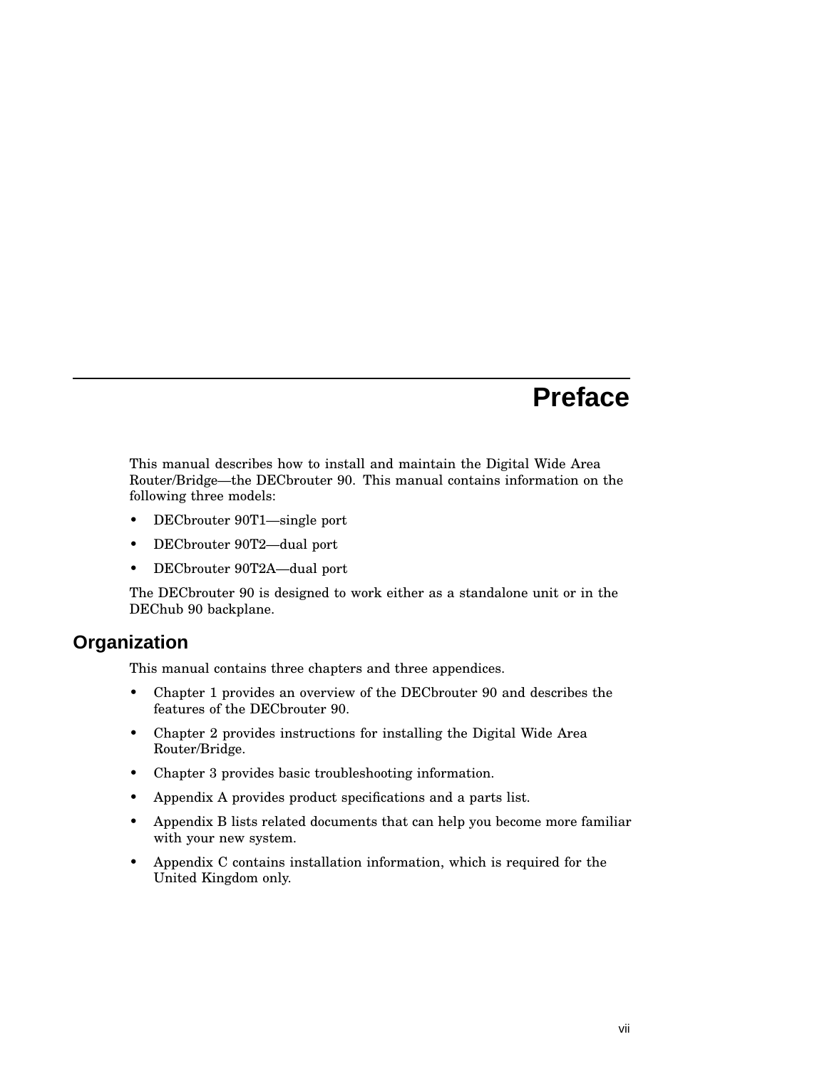# Preface

This manual describes how to install and maintain the Digital Wide Area Router/Bridge—the DECbrouter 90. This manual contains information on the following three models:

- DECbrouter 90T1—single port
- DECbrouter 90T2—dual port
- DECbrouter 90T2A—dual port

The DECbrouter 90 is designed to work either as a standalone unit or in the DEChub 90 backplane.

## Organization

This manual contains three chapters and three appendices.

- Chapter 1 provides an overview of the DECbrouter 90 and describes the features of the DECbrouter 90.
- Chapter 2 provides instructions for installing the Digital Wide Area Router/Bridge.
- Chapter 3 provides basic troubleshooting information.
- Appendix A provides product specifications and a parts list.
- Appendix B lists related documents that can help you become more familiar with your new system.
- Appendix C contains installation information, which is required for the United Kingdom only.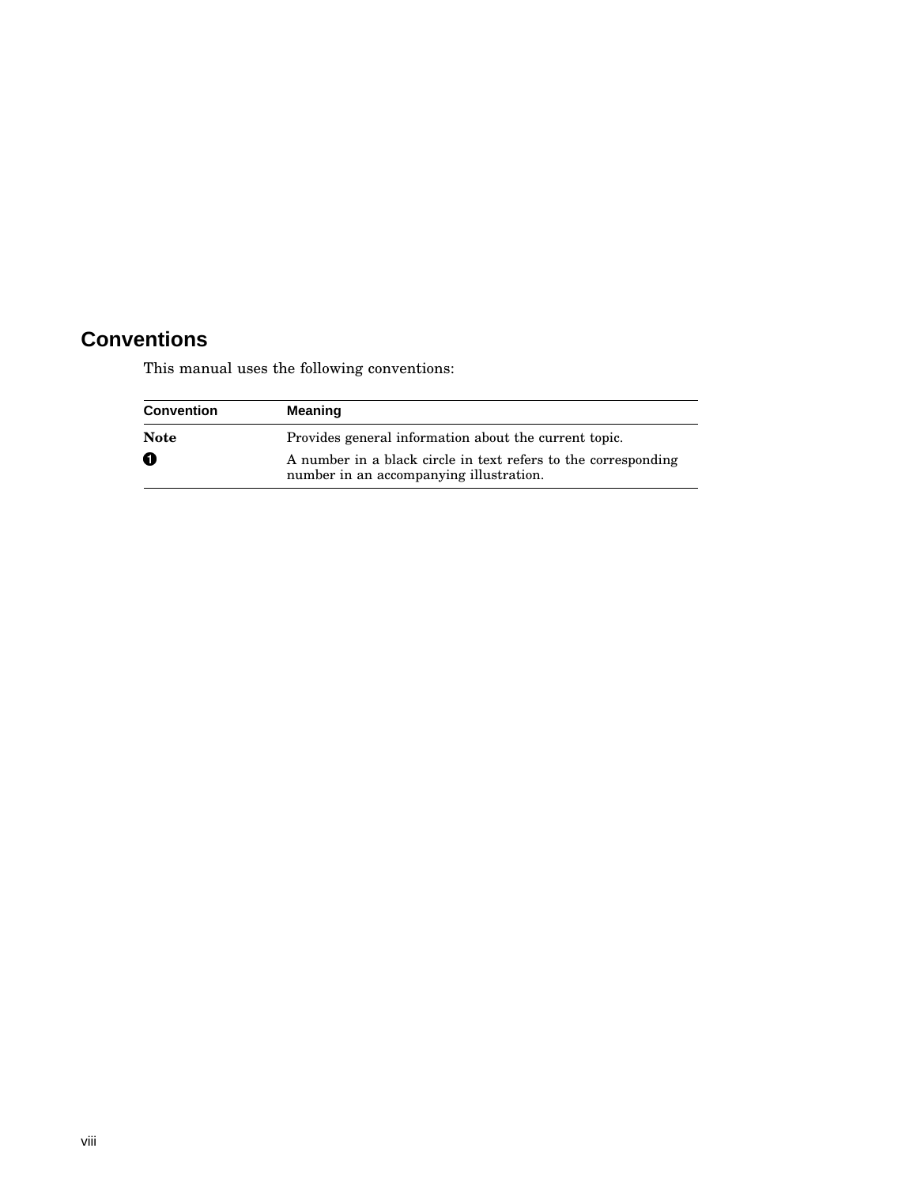## Conventions

This manual uses the following conventions:

| Convention | Meaning |
| --- | --- |
| **Note** | Provides general information about the current topic. |
| ❶ | A number in a black circle in text refers to the corresponding number in an accompanying illustration. |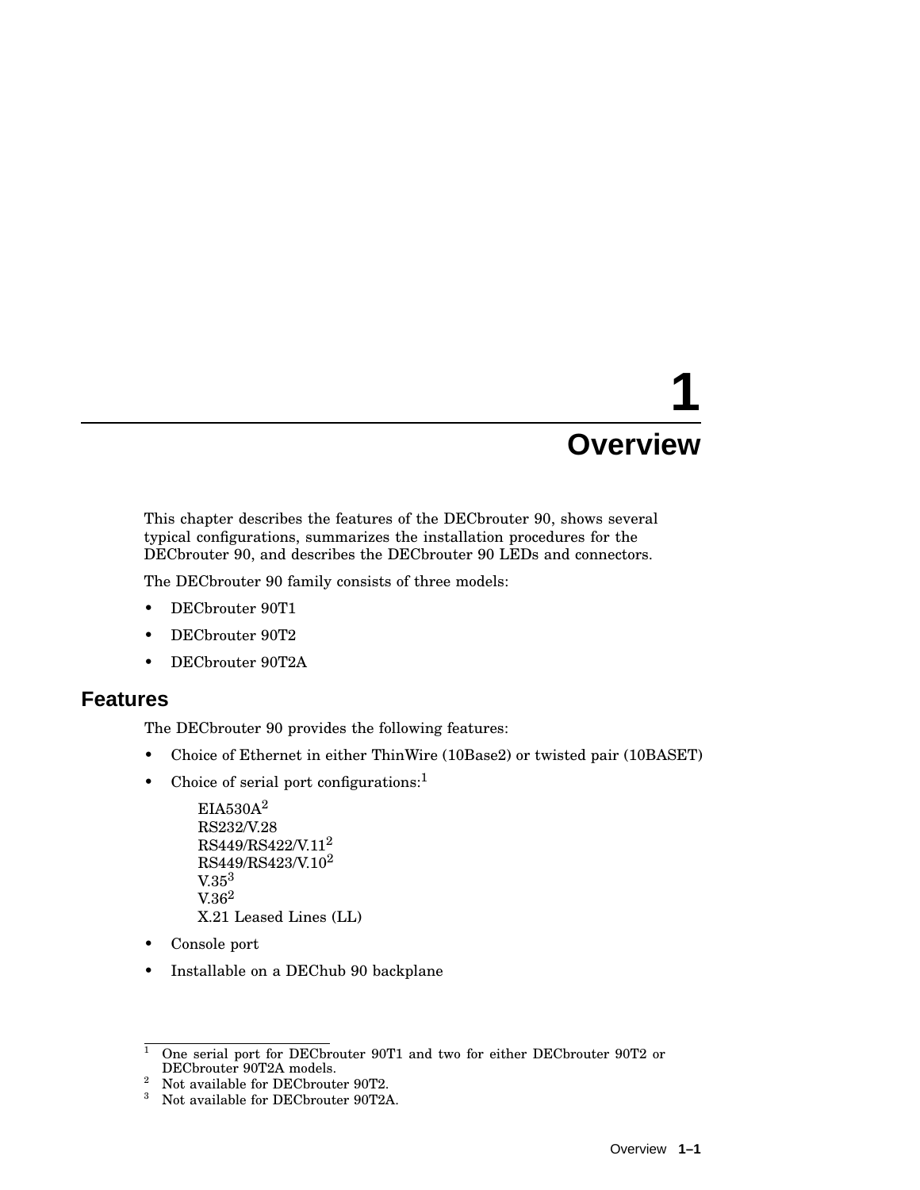# 1 Overview

This chapter describes the features of the DECbrouter 90, shows several typical configurations, summarizes the installation procedures for the DECbrouter 90, and describes the DECbrouter 90 LEDs and connectors.

The DECbrouter 90 family consists of three models:

- DECbrouter 90T1
- DECbrouter 90T2
- DECbrouter 90T2A

## Features

The DECbrouter 90 provides the following features:

- Choice of Ethernet in either ThinWire (10Base2) or twisted pair (10BASET)
- Choice of serial port configurations:[1]

  EIA530A[2]
  RS232/V.28
  RS449/RS422/V.11[2]
  RS449/RS423/V.10[2]
  V.35[3]
  V.36[2]
  X.21 Leased Lines (LL)

- Console port
- Installable on a DECbub 90 backplane

---

[1] One serial port for DECbrouter 90T1 and two for either DECbrouter 90T2 or DECbrouter 90T2A models.
[2] Not available for DECbrouter 90T2.
[3] Not available for DECbrouter 90T2A.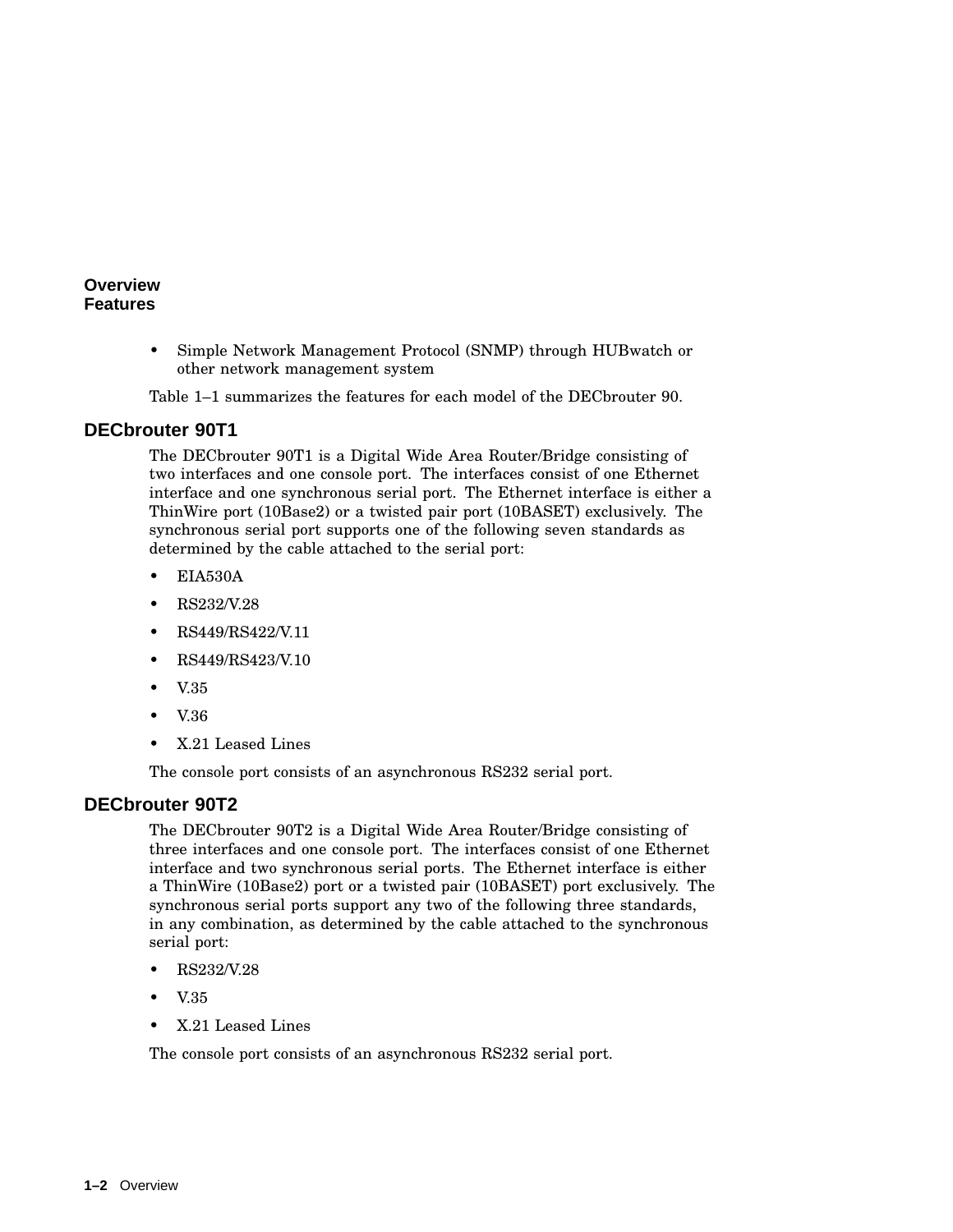- Simple Network Management Protocol (SNMP) through HUBwatch or other network management system

Table 1–1 summarizes the features for each model of the DECbrouter 90.

## DECbrouter 90T1

The DECbrouter 90T1 is a Digital Wide Area Router/Bridge consisting of two interfaces and one console port. The interfaces consist of one Ethernet interface and one synchronous serial port. The Ethernet interface is either a ThinWire port (10Base2) or a twisted pair port (10BASET) exclusively. The synchronous serial port supports one of the following seven standards as determined by the cable attached to the serial port:

- EIA530A
- RS232/V.28
- RS449/RS422/V.11
- RS449/RS423/V.10
- V.35
- V.36
- X.21 Leased Lines

The console port consists of an asynchronous RS232 serial port.

## DECbrouter 90T2

The DECbrouter 90T2 is a Digital Wide Area Router/Bridge consisting of three interfaces and one console port. The interfaces consist of one Ethernet interface and two synchronous serial ports. The Ethernet interface is either a ThinWire (10Base2) port or a twisted pair (10BASET) port exclusively. The synchronous serial ports support any two of the following three standards, in any combination, as determined by the cable attached to the synchronous serial port:

- RS232/V.28
- V.35
- X.21 Leased Lines

The console port consists of an asynchronous RS232 serial port.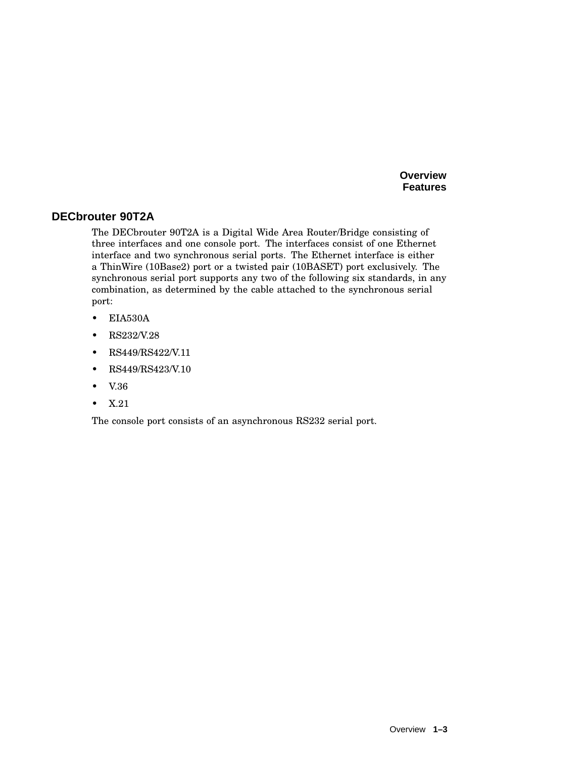## DECbrouter 90T2A

The DECbrouter 90T2A is a Digital Wide Area Router/Bridge consisting of three interfaces and one console port. The interfaces consist of one Ethernet interface and two synchronous serial ports. The Ethernet interface is either a ThinWire (10Base2) port or a twisted pair (10BASET) port exclusively. The synchronous serial port supports any two of the following six standards, in any combination, as determined by the cable attached to the synchronous serial port:

- EIA530A
- RS232/V.28
- RS449/RS422/V.11
- RS449/RS423/V.10
- V.36
- X.21

The console port consists of an asynchronous RS232 serial port.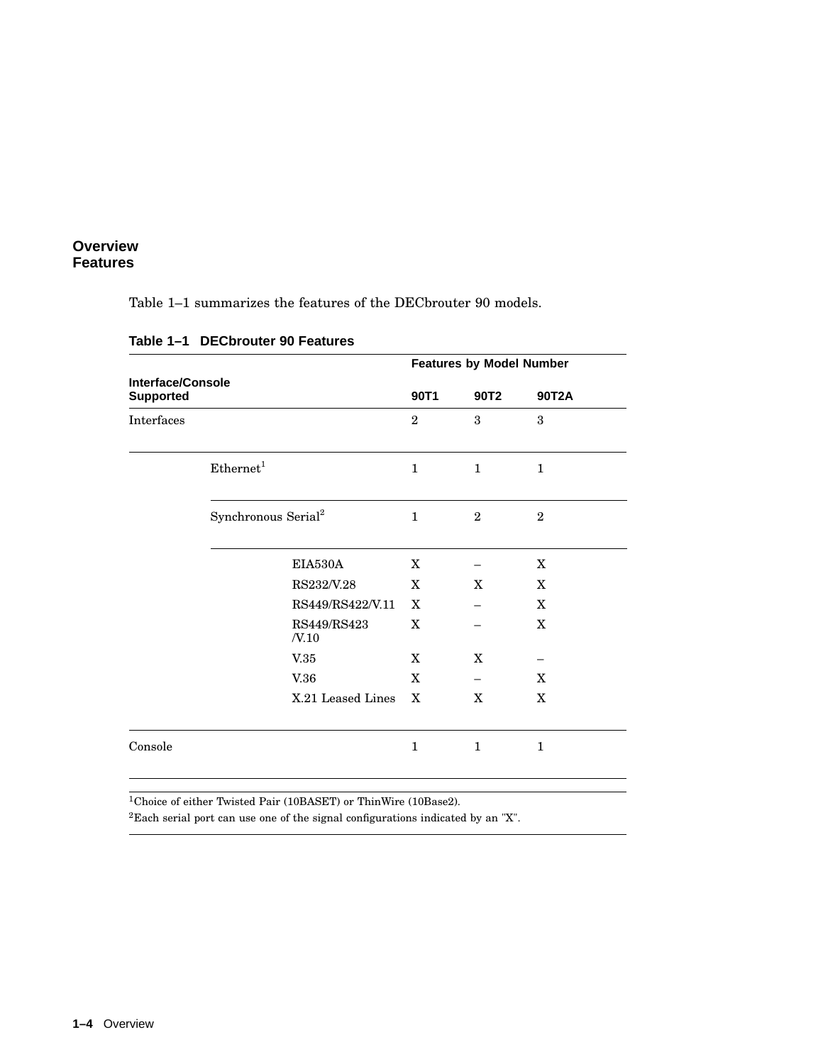## Overview Features

Table 1–1 summarizes the features of the DECbrouter 90 models.

**Table 1–1 DECbrouter 90 Features**

| Interface/Console Supported | | | Features by Model Number | | |
|---|---|---|---|---|---|
| | | | 90T1 | 90T2 | 90T2A |
| Interfaces | | | 2 | 3 | 3 |
| | Ethernet[1] | | 1 | 1 | 1 |
| | Synchronous Serial[2] | | 1 | 2 | 2 |
| | | EIA530A | X | – | X |
| | | RS232/V.28 | X | X | X |
| | | RS449/RS422/V.11 | X | – | X |
| | | RS449/RS423 /V.10 | X | – | X |
| | | V.35 | X | X | – |
| | | V.36 | X | – | X |
| | | X.21 Leased Lines | X | X | X |
| Console | | | 1 | 1 | 1 |

[1]Choice of either Twisted Pair (10BASET) or ThinWire (10Base2).

[2]Each serial port can use one of the signal configurations indicated by an "X".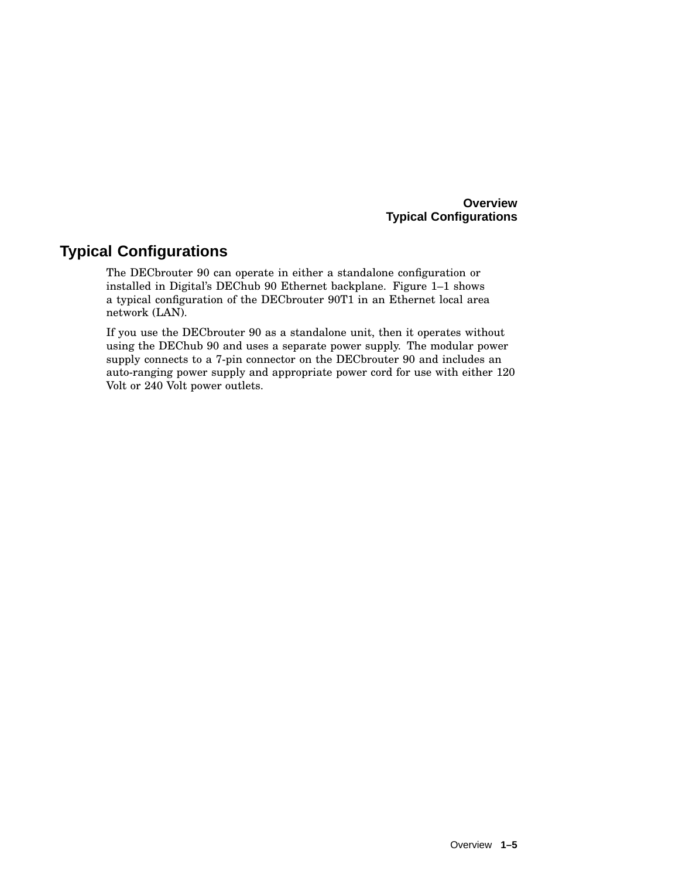## Typical Configurations

The DECbrouter 90 can operate in either a standalone configuration or installed in Digital's DEChub 90 Ethernet backplane. Figure 1–1 shows a typical configuration of the DECbrouter 90T1 in an Ethernet local area network (LAN).

If you use the DECbrouter 90 as a standalone unit, then it operates without using the DEChub 90 and uses a separate power supply. The modular power supply connects to a 7-pin connector on the DECbrouter 90 and includes an auto-ranging power supply and appropriate power cord for use with either 120 Volt or 240 Volt power outlets.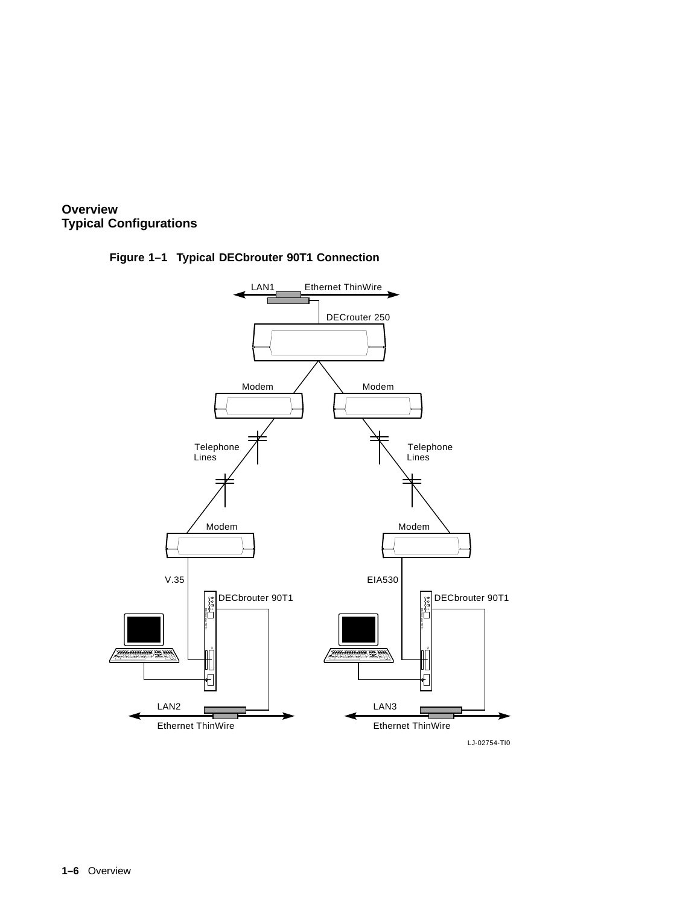# Overview
## Typical Configurations

**Figure 1–1 Typical DECbrouter 90T1 Connection**

LAN1 Ethernet ThinWire

DECrouter 250

Modem Modem

Telephone Lines Telephone Lines

Modem Modem

V.35 EIA530

DECbrouter 90T1 DECbrouter 90T1

LAN2 LAN3

Ethernet ThinWire Ethernet ThinWire

LJ-02754-TI0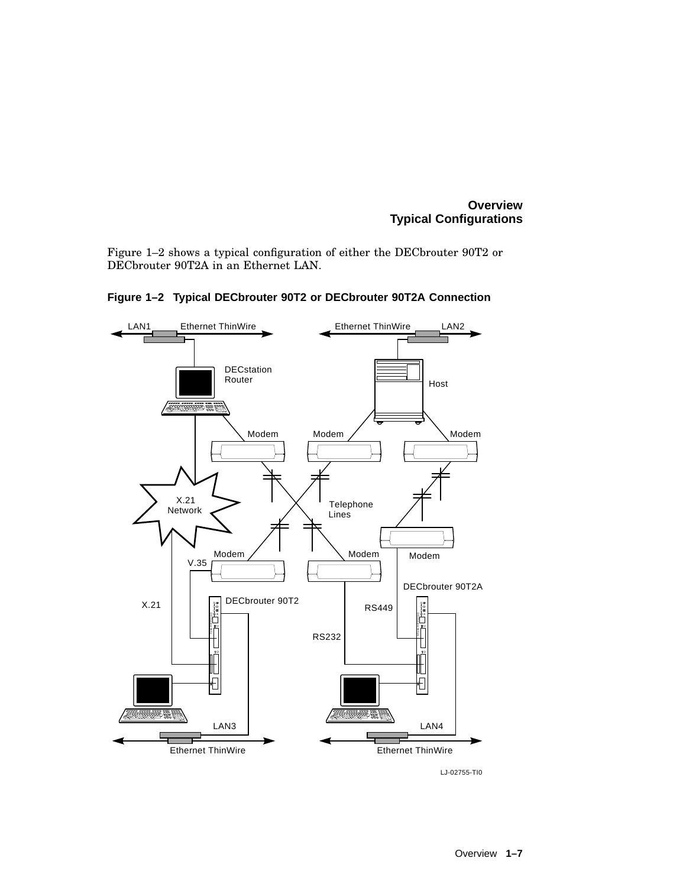Figure 1–2 shows a typical configuration of either the DECbrouter 90T2 or DECbrouter 90T2A in an Ethernet LAN.

**Figure 1–2 Typical DECbrouter 90T2 or DECbrouter 90T2A Connection**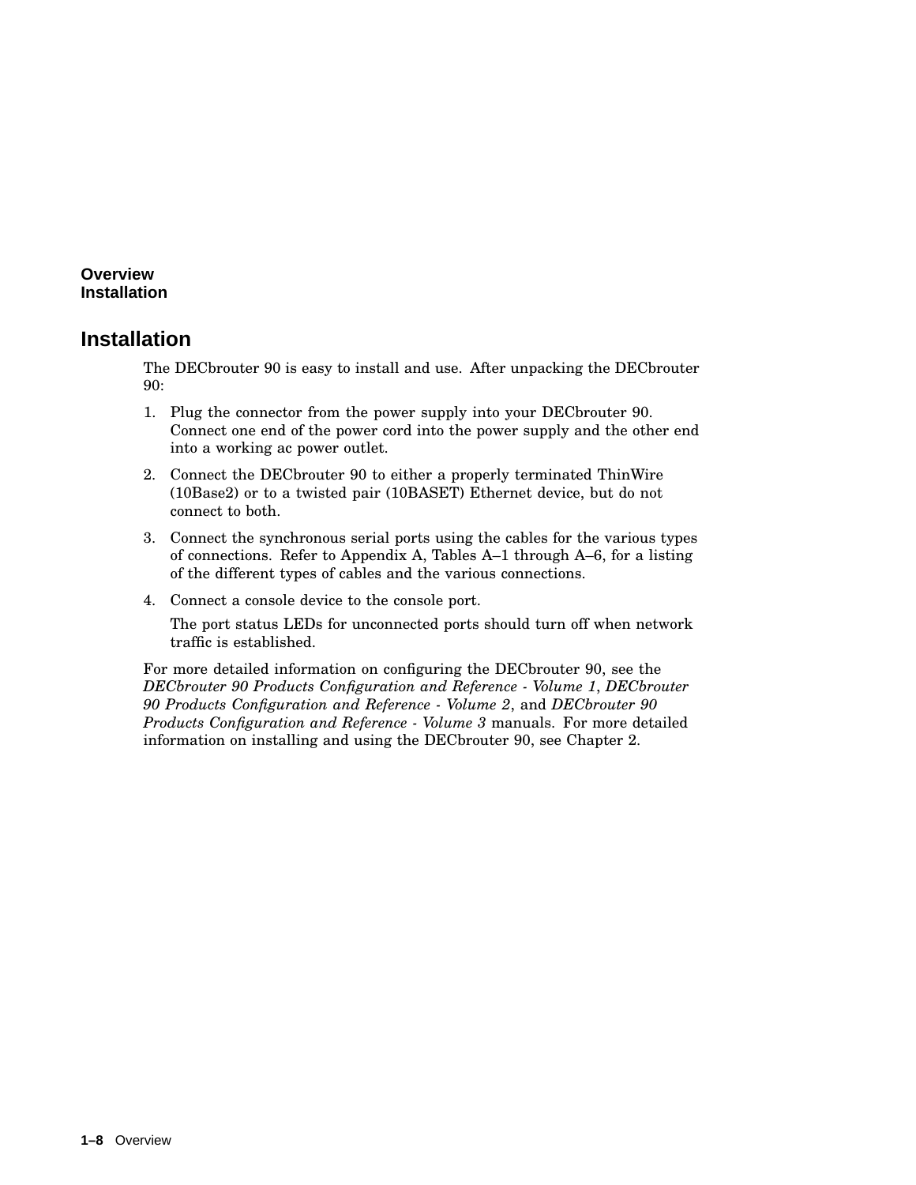## Installation

The DECbrouter 90 is easy to install and use. After unpacking the DECbrouter 90:

1. Plug the connector from the power supply into your DECbrouter 90. Connect one end of the power cord into the power supply and the other end into a working ac power outlet.
2. Connect the DECbrouter 90 to either a properly terminated ThinWire (10Base2) or to a twisted pair (10BASET) Ethernet device, but do not connect to both.
3. Connect the synchronous serial ports using the cables for the various types of connections. Refer to Appendix A, Tables A–1 through A–6, for a listing of the different types of cables and the various connections.
4. Connect a console device to the console port.

   The port status LEDs for unconnected ports should turn off when network traffic is established.

For more detailed information on configuring the DECbrouter 90, see the *DECbrouter 90 Products Configuration and Reference - Volume 1*, *DECbrouter 90 Products Configuration and Reference - Volume 2*, and *DECbrouter 90 Products Configuration and Reference - Volume 3* manuals. For more detailed information on installing and using the DECbrouter 90, see Chapter 2.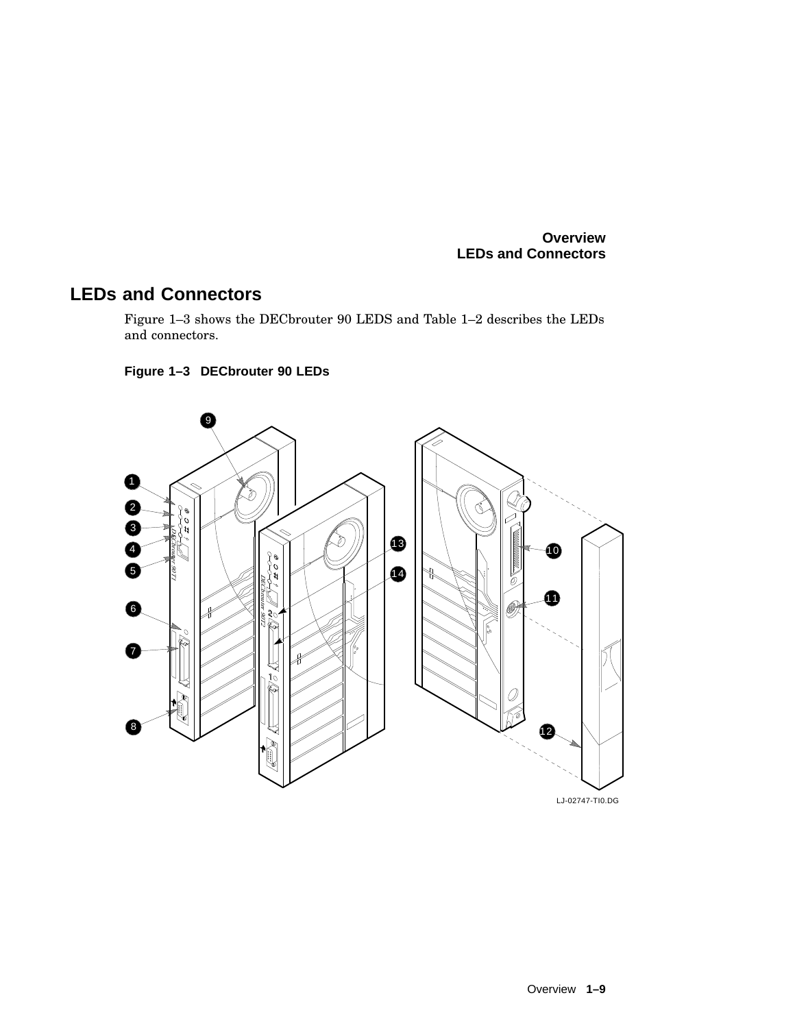## LEDs and Connectors

Figure 1–3 shows the DECbrouter 90 LEDS and Table 1–2 describes the LEDs and connectors.

**Figure 1–3 DECbrouter 90 LEDs**

LJ-02747-TI0.DG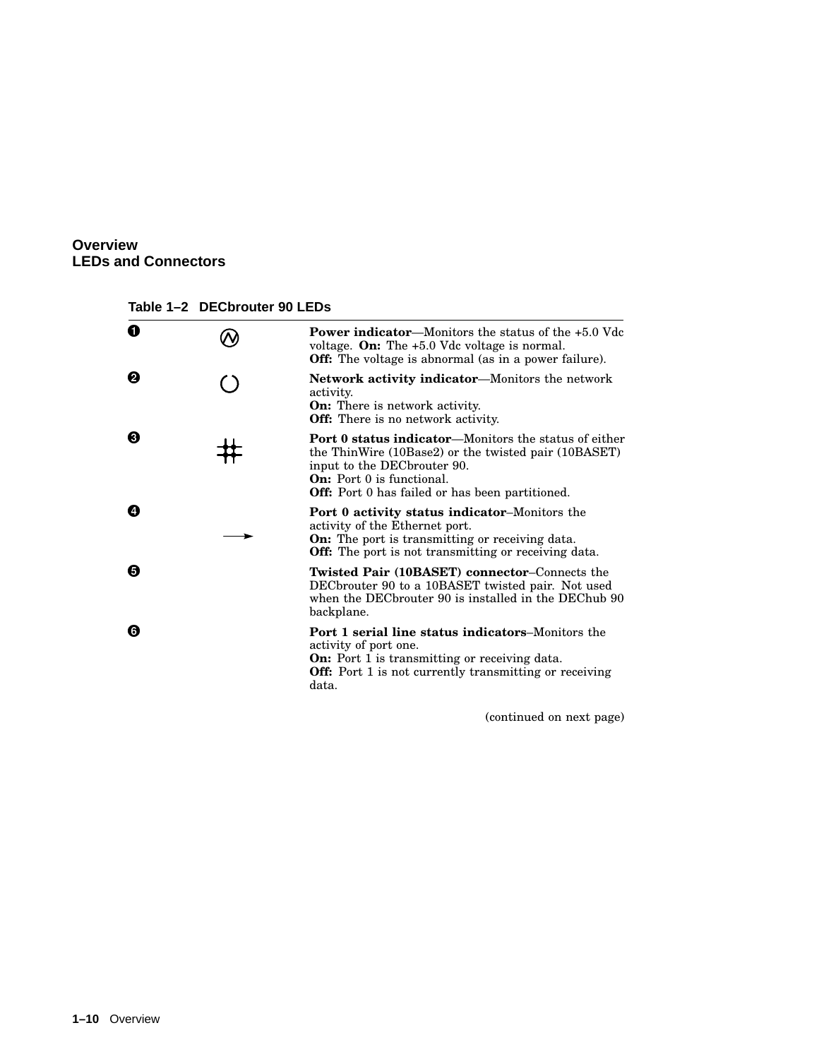**Overview**
**LEDs and Connectors**

**Table 1–2 DECbrouter 90 LEDs**

| | | |
|---|---|---|
| ❶ | | **Power indicator**—Monitors the status of the +5.0 Vdc voltage. **On:** The +5.0 Vdc voltage is normal. **Off:** The voltage is abnormal (as in a power failure). |
| ❷ | | **Network activity indicator**—Monitors the network activity. **On:** There is network activity. **Off:** There is no network activity. |
| ❸ | | **Port 0 status indicator**—Monitors the status of either the ThinWire (10Base2) or the twisted pair (10BASET) input to the DECbrouter 90. **On:** Port 0 is functional. **Off:** Port 0 has failed or has been partitioned. |
| ❹ | → | **Port 0 activity status indicator**–Monitors the activity of the Ethernet port. **On:** The port is transmitting or receiving data. **Off:** The port is not transmitting or receiving data. |
| ❺ | | **Twisted Pair (10BASET) connector**–Connects the DECbrouter 90 to a 10BASET twisted pair. Not used when the DECbrouter 90 is installed in the DEChub 90 backplane. |
| ❻ | | **Port 1 serial line status indicators**–Monitors the activity of port one. **On:** Port 1 is transmitting or receiving data. **Off:** Port 1 is not currently transmitting or receiving data. |

(continued on next page)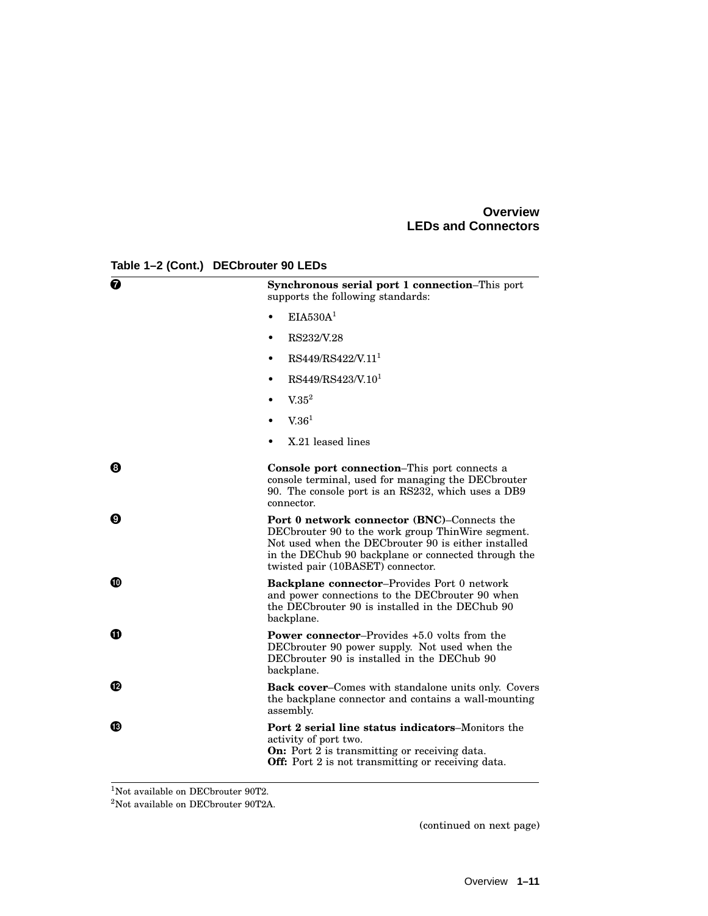**Table 1–2 (Cont.) DECbrouter 90 LEDs**

| | |
|---|---|
| ❼ | **Synchronous serial port 1 connection**–This port supports the following standards:<br>• EIA530A[1]<br>• RS232/V.28<br>• RS449/RS422/V.11[1]<br>• RS449/RS423/V.10[1]<br>• V.35[2]<br>• V.36[1]<br>• X.21 leased lines |
| ❽ | **Console port connection**–This port connects a console terminal, used for managing the DECbrouter 90. The console port is an RS232, which uses a DB9 connector. |
| ❾ | **Port 0 network connector (BNC)**–Connects the DECbrouter 90 to the work group ThinWire segment. Not used when the DECbrouter 90 is either installed in the DEChub 90 backplane or connected through the twisted pair (10BASET) connector. |
| ❿ | **Backplane connector**–Provides Port 0 network and power connections to the DECbrouter 90 when the DECbrouter 90 is installed in the DEChub 90 backplane. |
| ⓫ | **Power connector**–Provides +5.0 volts from the DECbrouter 90 power supply. Not used when the DECbrouter 90 is installed in the DEChub 90 backplane. |
| ⓬ | **Back cover**–Comes with standalone units only. Covers the backplane connector and contains a wall-mounting assembly. |
| ⓭ | **Port 2 serial line status indicators**–Monitors the activity of port two.<br>**On:** Port 2 is transmitting or receiving data.<br>**Off:** Port 2 is not transmitting or receiving data. |

[1]Not available on DECbrouter 90T2.

[2]Not available on DECbrouter 90T2A.

(continued on next page)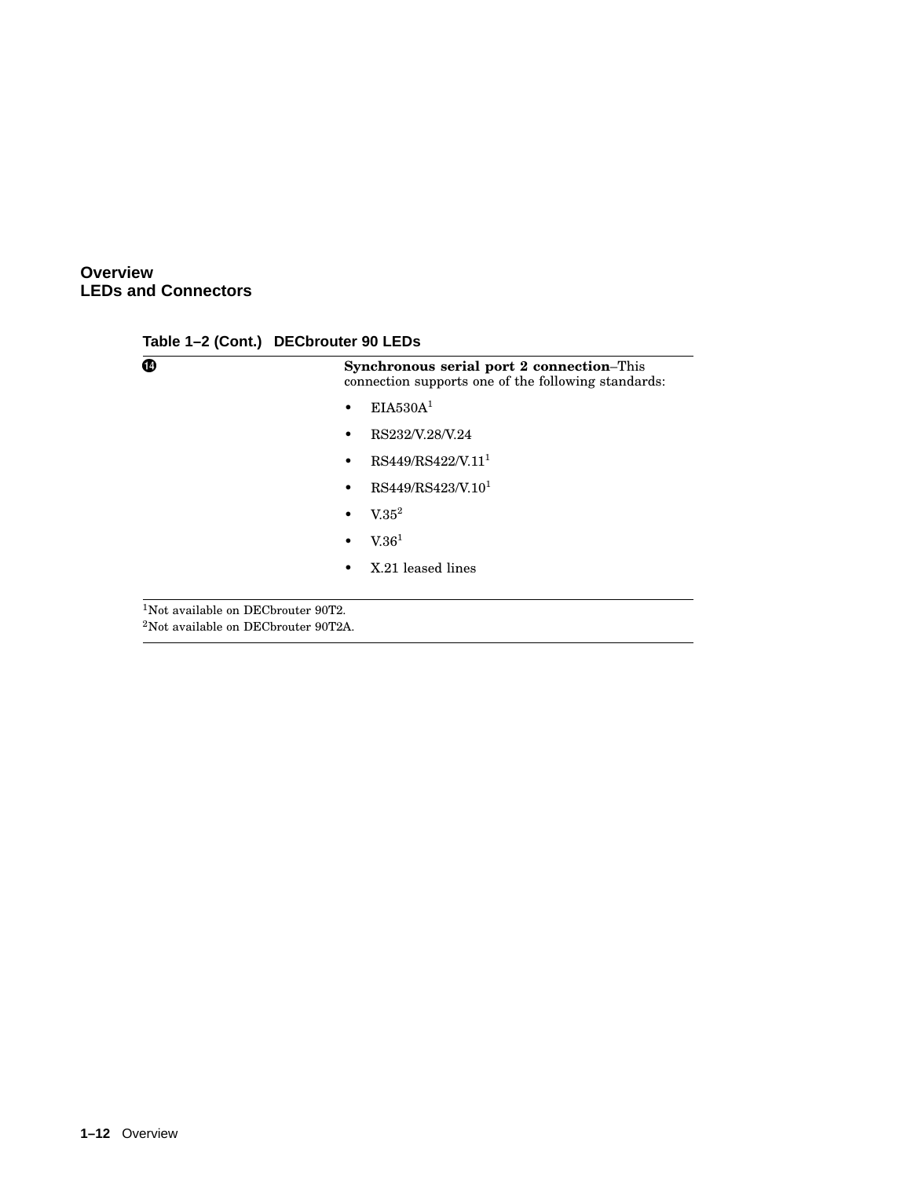## Overview
### LEDs and Connectors

**Table 1–2 (Cont.) DECbrouter 90 LEDs**

| | |
|---|---|
| ⓮ | **Synchronous serial port 2 connection**–This connection supports one of the following standards:<br>• EIA530A[1]<br>• RS232/V.28/V.24<br>• RS449/RS422/V.11[1]<br>• RS449/RS423/V.10[1]<br>• V.35[2]<br>• V.36[1]<br>• X.21 leased lines |

[1]Not available on DECbrouter 90T2.
[2]Not available on DECbrouter 90T2A.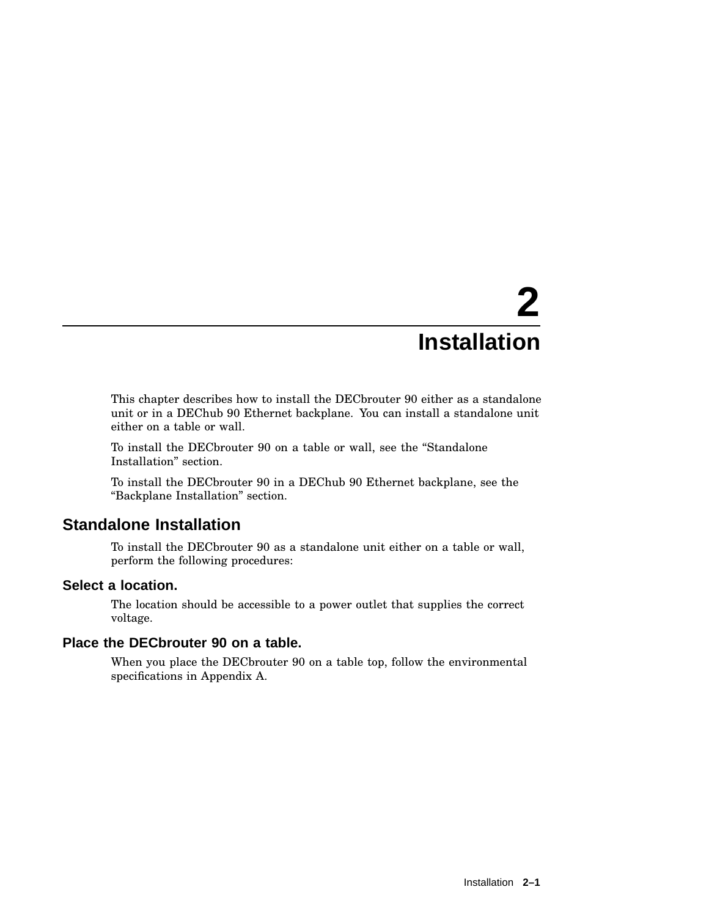# 2 Installation

This chapter describes how to install the DECbrouter 90 either as a standalone unit or in a DEChub 90 Ethernet backplane. You can install a standalone unit either on a table or wall.

To install the DECbrouter 90 on a table or wall, see the "Standalone Installation" section.

To install the DECbrouter 90 in a DEChub 90 Ethernet backplane, see the "Backplane Installation" section.

## Standalone Installation

To install the DECbrouter 90 as a standalone unit either on a table or wall, perform the following procedures:

### Select a location.

The location should be accessible to a power outlet that supplies the correct voltage.

### Place the DECbrouter 90 on a table.

When you place the DECbrouter 90 on a table top, follow the environmental specifications in Appendix A.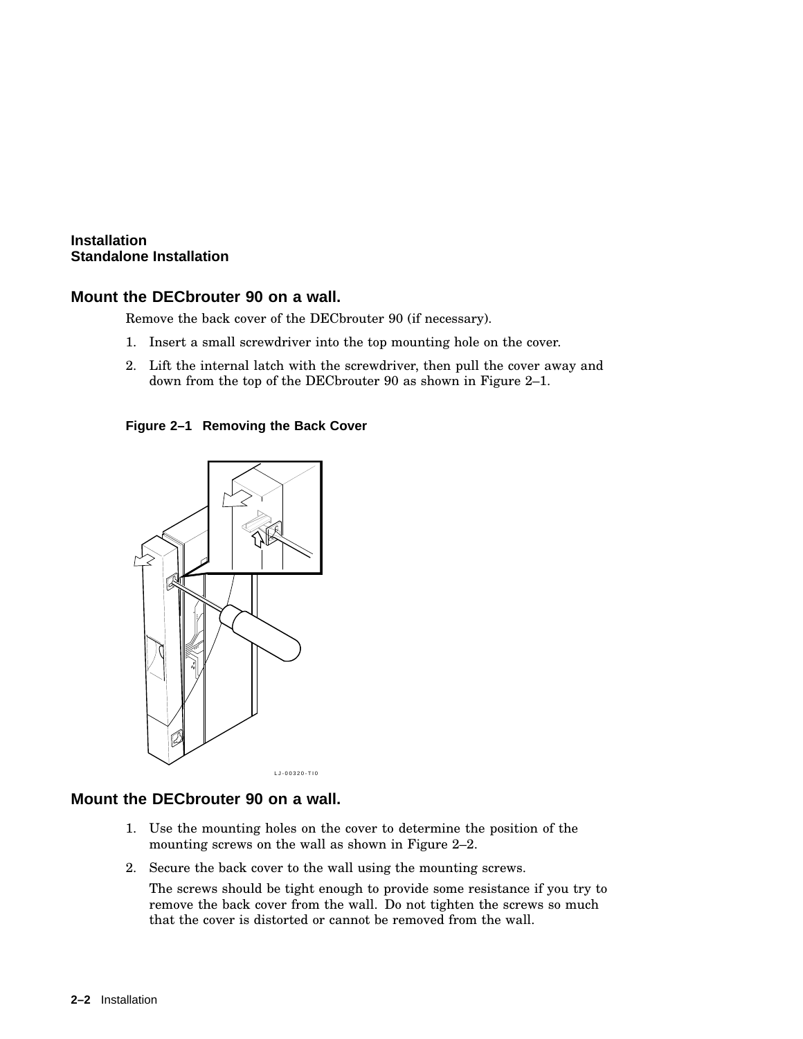## Mount the DECbrouter 90 on a wall.

Remove the back cover of the DECbrouter 90 (if necessary).

1. Insert a small screwdriver into the top mounting hole on the cover.
2. Lift the internal latch with the screwdriver, then pull the cover away and down from the top of the DECbrouter 90 as shown in Figure 2–1.

**Figure 2–1 Removing the Back Cover**

## Mount the DECbrouter 90 on a wall.

1. Use the mounting holes on the cover to determine the position of the mounting screws on the wall as shown in Figure 2–2.
2. Secure the back cover to the wall using the mounting screws.

   The screws should be tight enough to provide some resistance if you try to remove the back cover from the wall. Do not tighten the screws so much that the cover is distorted or cannot be removed from the wall.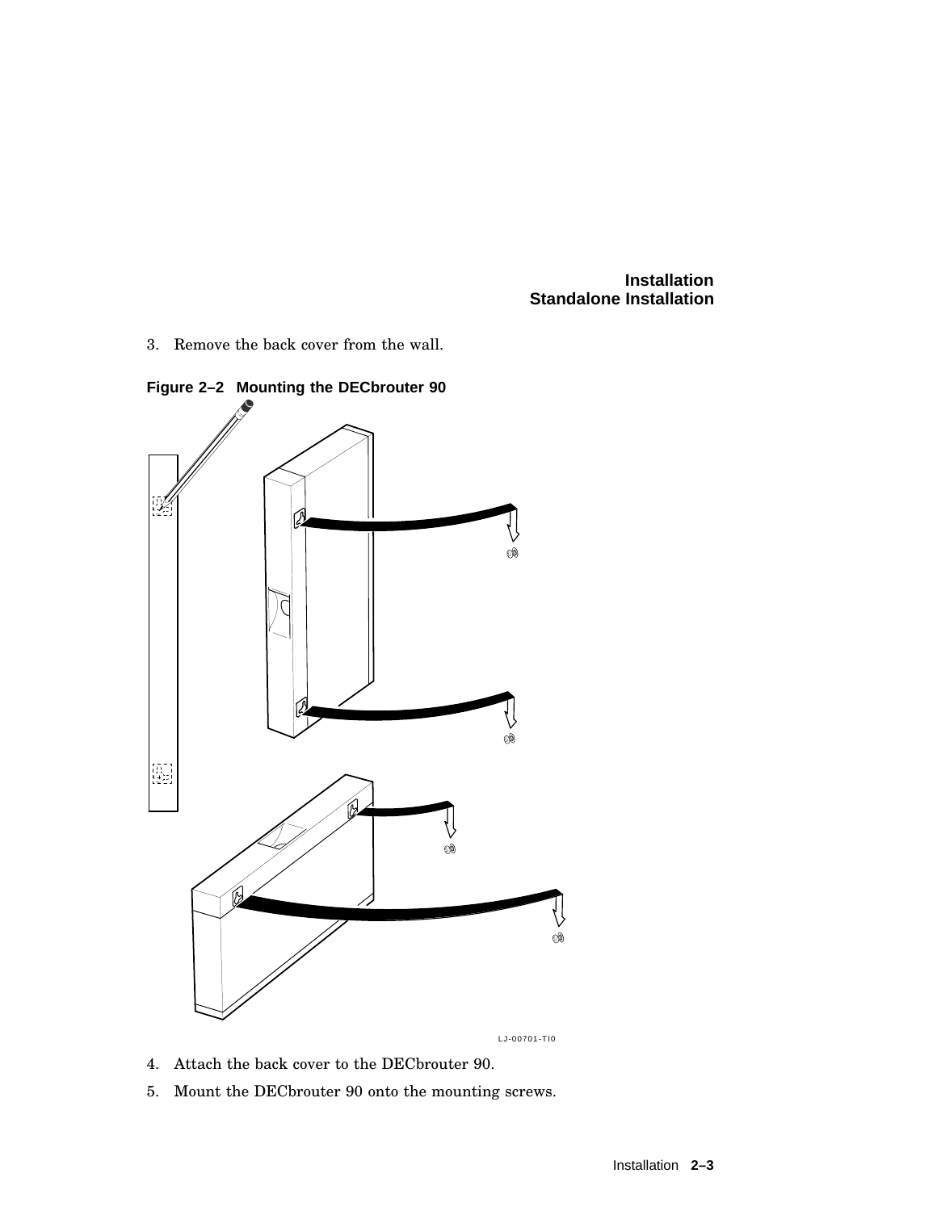3. Remove the back cover from the wall.

**Figure 2–2 Mounting the DECbrouter 90**

LJ-00701-TI0

4. Attach the back cover to the DECbrouter 90.
5. Mount the DECbrouter 90 onto the mounting screws.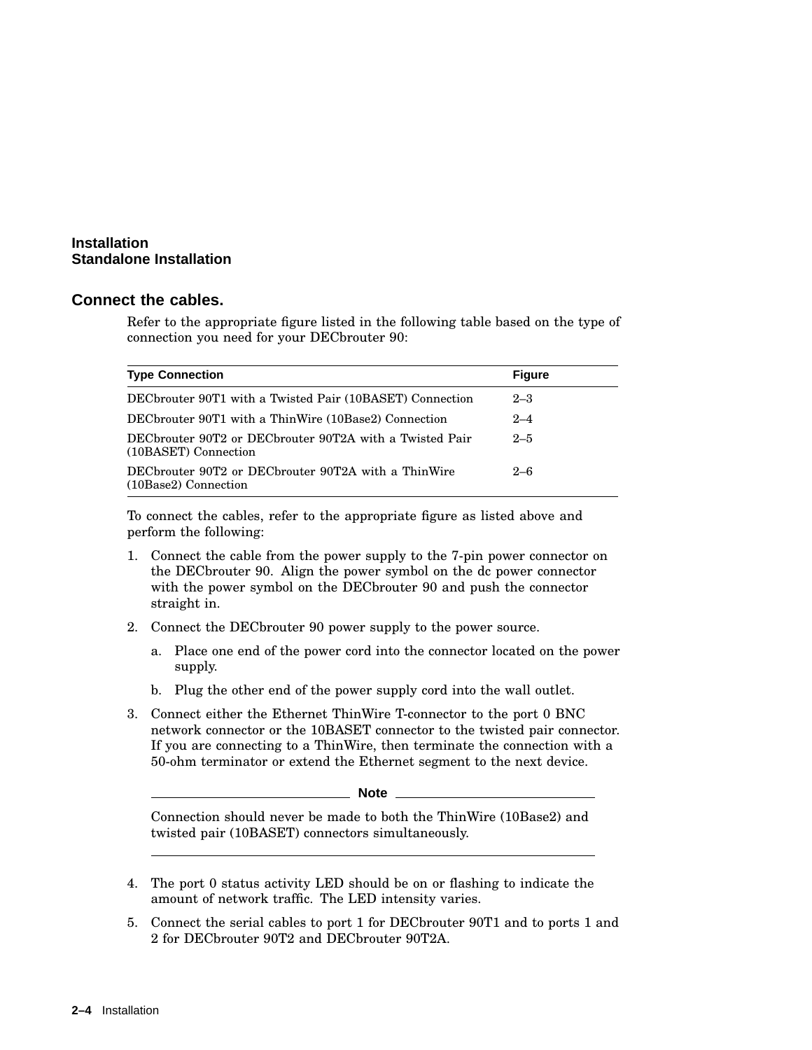## Connect the cables.

Refer to the appropriate figure listed in the following table based on the type of connection you need for your DECbrouter 90:

| Type Connection | Figure |
|---|---|
| DECbrouter 90T1 with a Twisted Pair (10BASET) Connection | 2–3 |
| DECbrouter 90T1 with a ThinWire (10Base2) Connection | 2–4 |
| DECbrouter 90T2 or DECbrouter 90T2A with a Twisted Pair (10BASET) Connection | 2–5 |
| DECbrouter 90T2 or DECbrouter 90T2A with a ThinWire (10Base2) Connection | 2–6 |

To connect the cables, refer to the appropriate figure as listed above and perform the following:

1. Connect the cable from the power supply to the 7-pin power connector on the DECbrouter 90. Align the power symbol on the dc power connector with the power symbol on the DECbrouter 90 and push the connector straight in.
2. Connect the DECbrouter 90 power supply to the power source.
   a. Place one end of the power cord into the connector located on the power supply.
   b. Plug the other end of the power supply cord into the wall outlet.
3. Connect either the Ethernet ThinWire T-connector to the port 0 BNC network connector or the 10BASET connector to the twisted pair connector. If you are connecting to a ThinWire, then terminate the connection with a 50-ohm terminator or extend the Ethernet segment to the next device.

**Note**

Connection should never be made to both the ThinWire (10Base2) and twisted pair (10BASET) connectors simultaneously.

4. The port 0 status activity LED should be on or flashing to indicate the amount of network traffic. The LED intensity varies.
5. Connect the serial cables to port 1 for DECbrouter 90T1 and to ports 1 and 2 for DECbrouter 90T2 and DECbrouter 90T2A.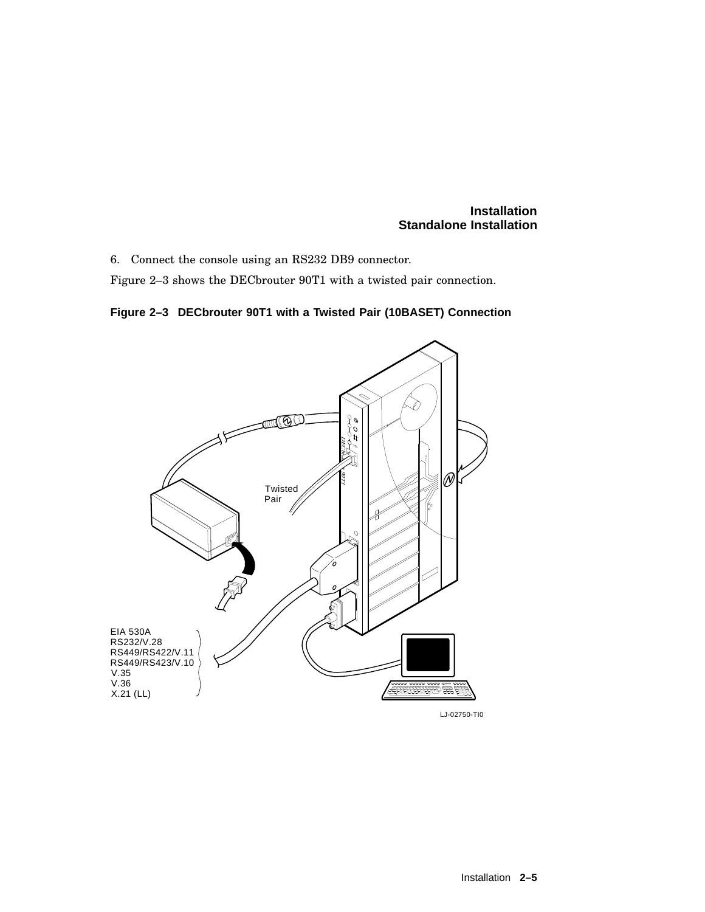6. Connect the console using an RS232 DB9 connector.

Figure 2–3 shows the DECbrouter 90T1 with a twisted pair connection.

**Figure 2–3 DECbrouter 90T1 with a Twisted Pair (10BASET) Connection**

Twisted Pair

EIA 530A
RS232/V.28
RS449/RS422/V.11
RS449/RS423/V.10
V.35
V.36
X.21 (LL)

LJ-02750-TI0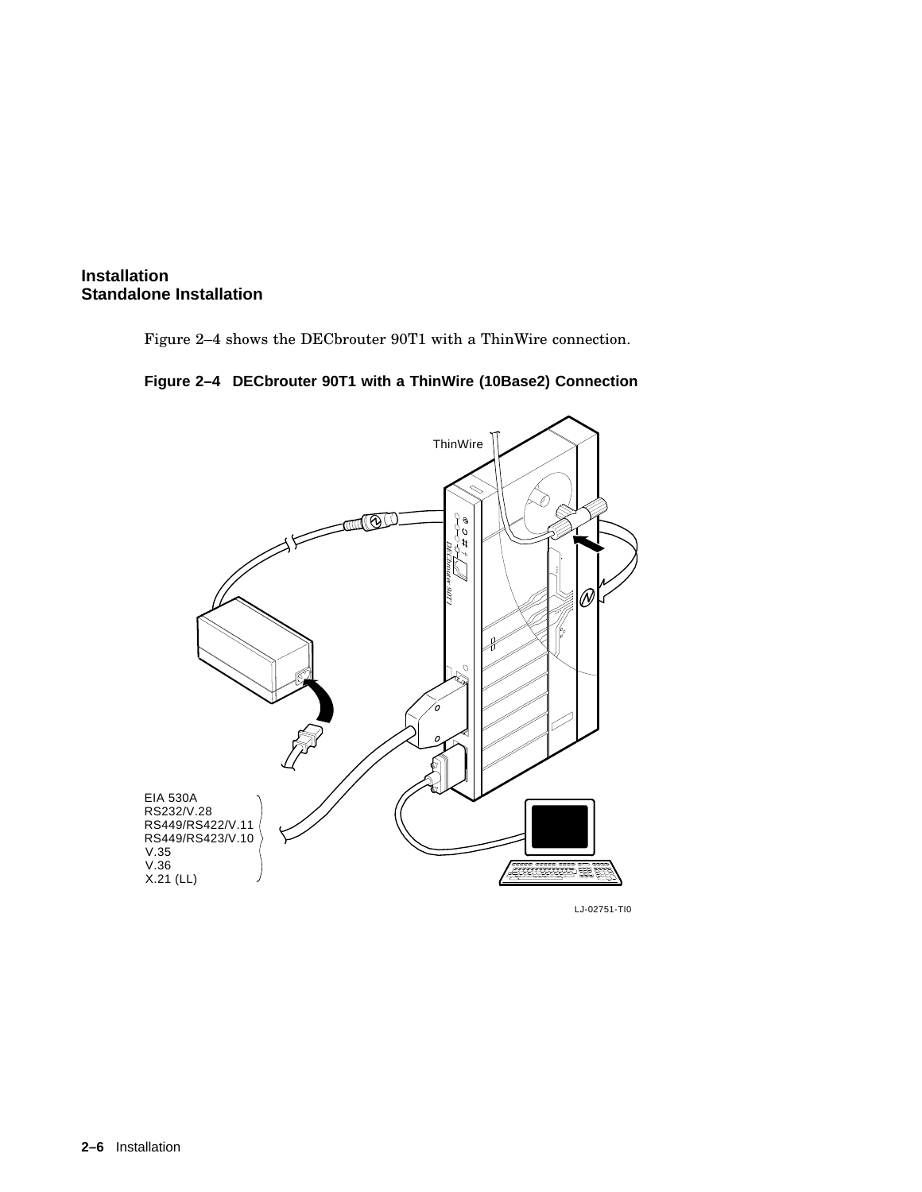Figure 2–4 shows the DECbrouter 90T1 with a ThinWire connection.

**Figure 2–4 DECbrouter 90T1 with a ThinWire (10Base2) Connection**

ThinWire

EIA 530A
RS232/V.28
RS449/RS422/V.11
RS449/RS423/V.10
V.35
V.36
X.21 (LL)

LJ-02751-TI0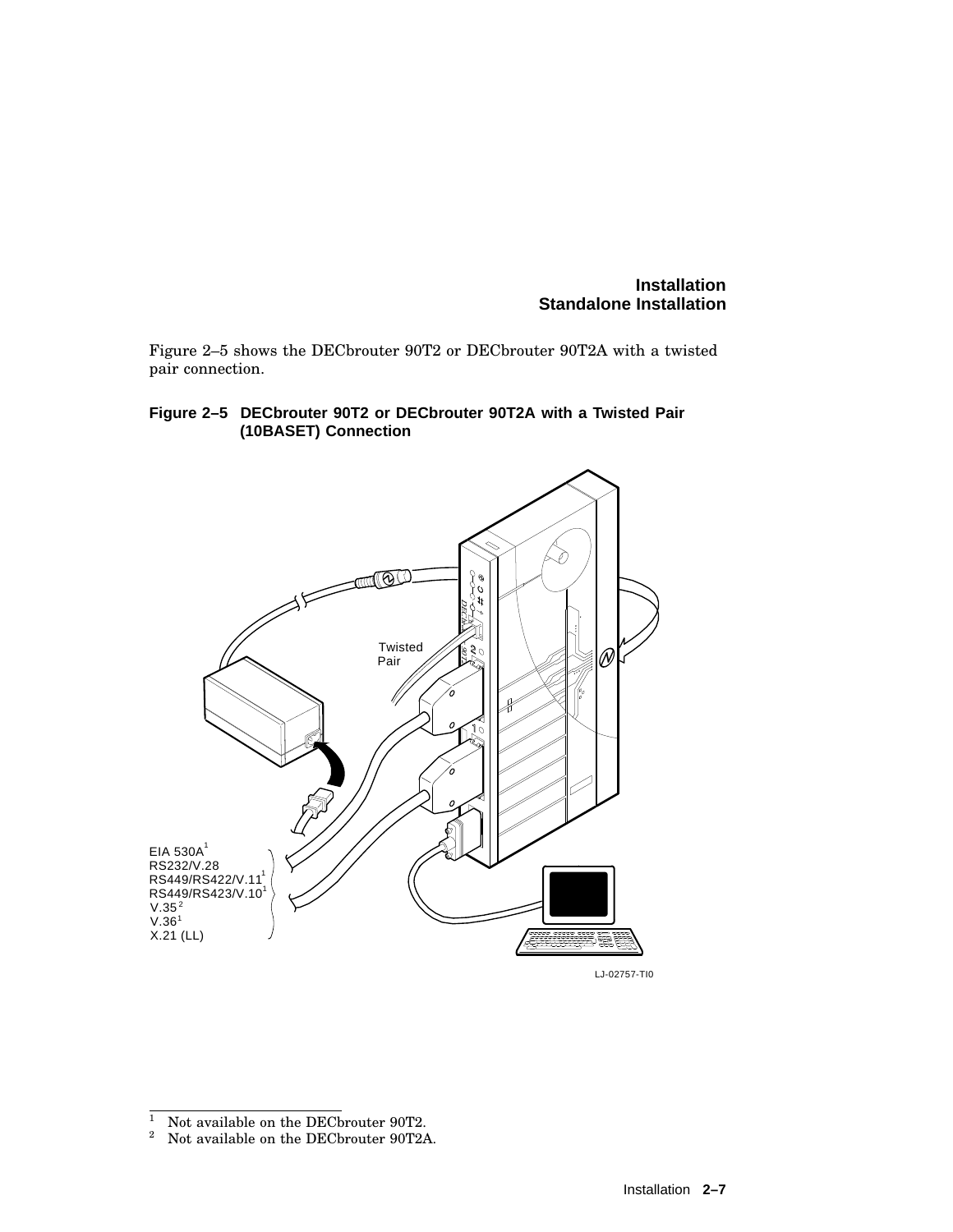Figure 2–5 shows the DECbrouter 90T2 or DECbrouter 90T2A with a twisted pair connection.

**Figure 2–5 DECbrouter 90T2 or DECbrouter 90T2A with a Twisted Pair (10BASET) Connection**

Twisted Pair

EIA 530A[1]
RS232/V.28
RS449/RS422/V.11[1]
RS449/RS423/V.10[1]
V.35[2]
V.36[1]
X.21 (LL)

LJ-02757-TI0

---

[1] Not available on the DECbrouter 90T2.
[2] Not available on the DECbrouter 90T2A.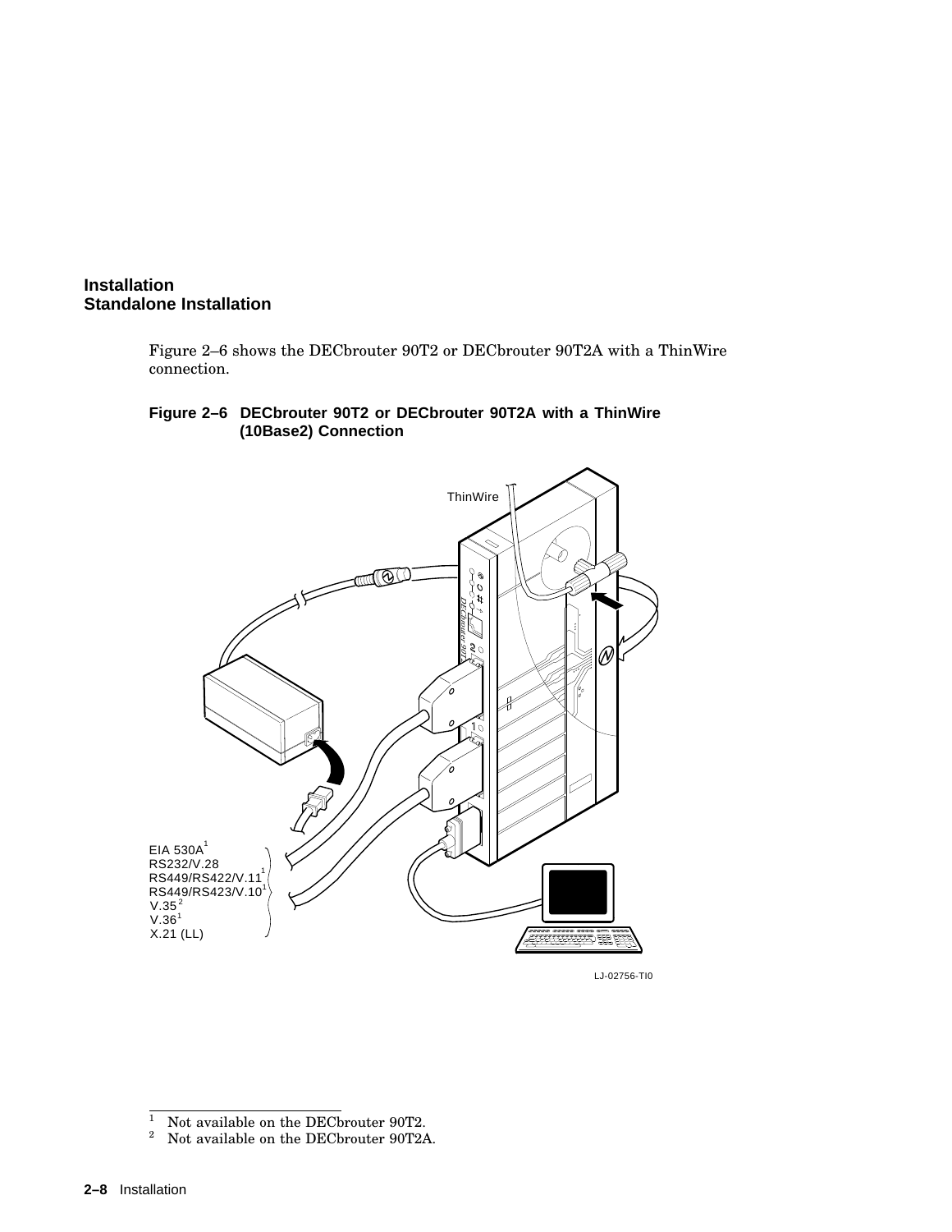Figure 2–6 shows the DECbrouter 90T2 or DECbrouter 90T2A with a ThinWire connection.

**Figure 2–6 DECbrouter 90T2 or DECbrouter 90T2A with a ThinWire (10Base2) Connection**

ThinWire

EIA 530A[1]
RS232/V.28
RS449/RS422/V.11[1]
RS449/RS423/V.10[1]
V.35[2]
V.36[1]
X.21 (LL)

LJ-02756-TI0

---

[1] Not available on the DECbrouter 90T2.
[2] Not available on the DECbrouter 90T2A.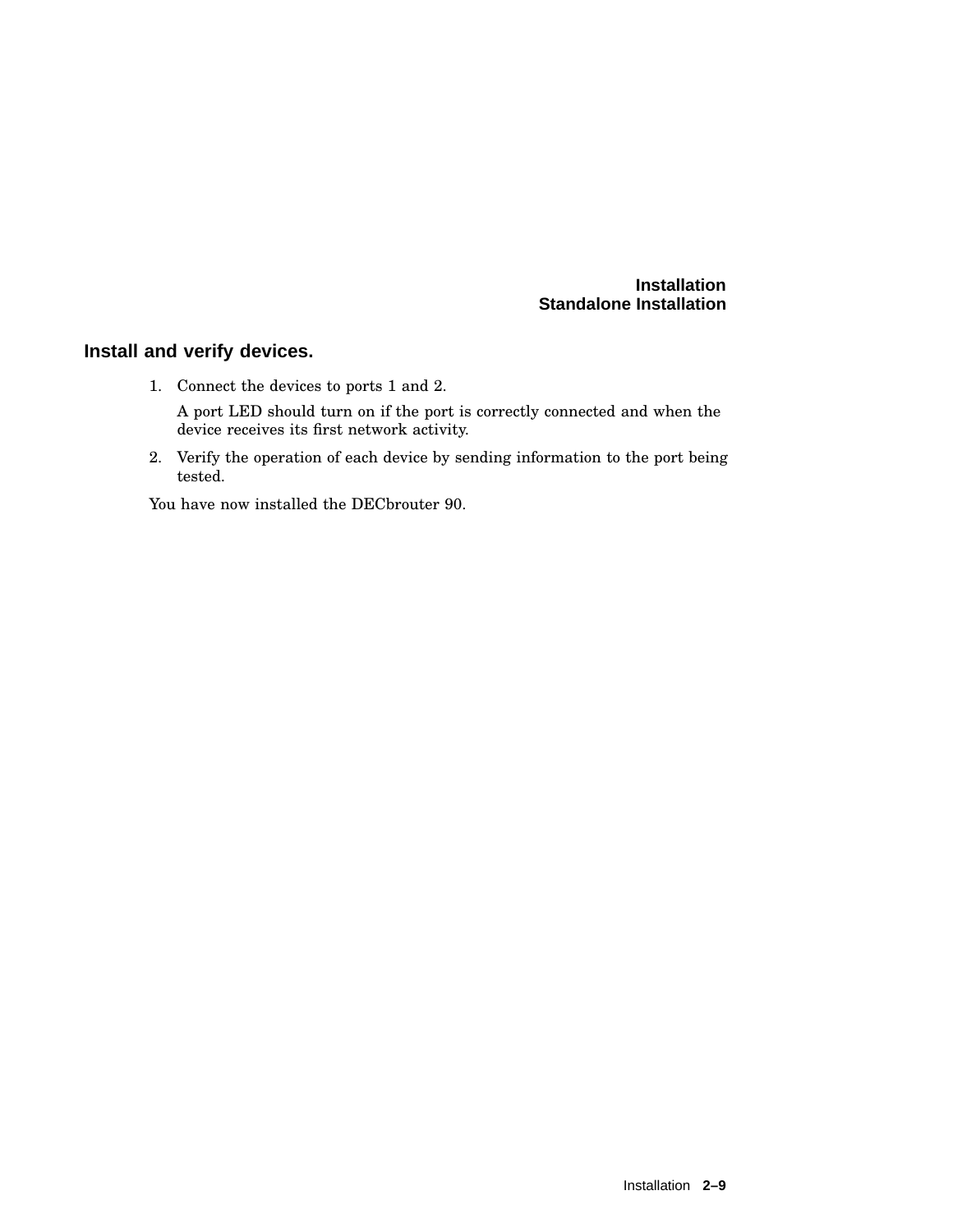## Install and verify devices.

1. Connect the devices to ports 1 and 2.

   A port LED should turn on if the port is correctly connected and when the device receives its first network activity.

2. Verify the operation of each device by sending information to the port being tested.

You have now installed the DECbrouter 90.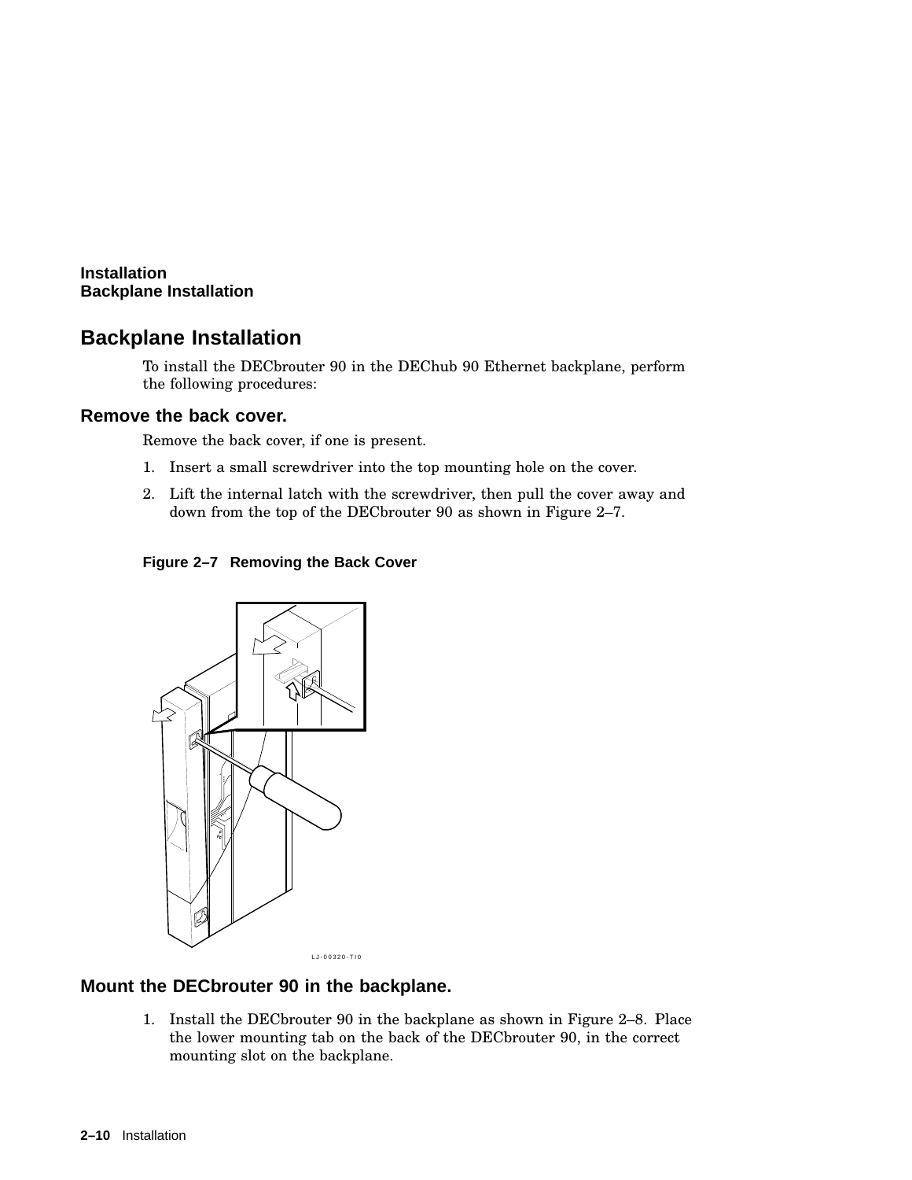# Backplane Installation

To install the DECbrouter 90 in the DEChub 90 Ethernet backplane, perform the following procedures:

## Remove the back cover.

Remove the back cover, if one is present.

1. Insert a small screwdriver into the top mounting hole on the cover.
2. Lift the internal latch with the screwdriver, then pull the cover away and down from the top of the DECbrouter 90 as shown in Figure 2–7.

**Figure 2–7 Removing the Back Cover**

## Mount the DECbrouter 90 in the backplane.

1. Install the DECbrouter 90 in the backplane as shown in Figure 2–8. Place the lower mounting tab on the back of the DECbrouter 90, in the correct mounting slot on the backplane.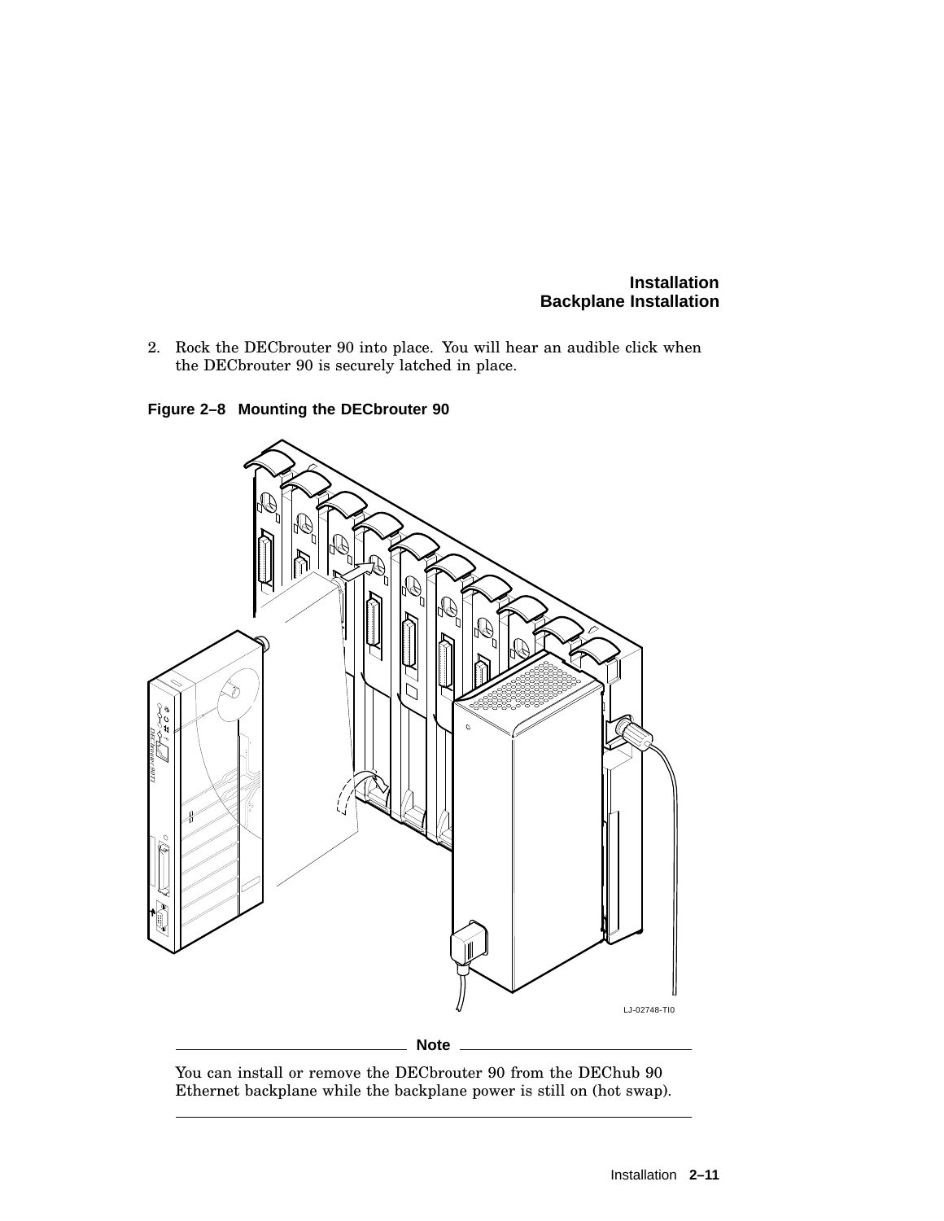2. Rock the DECbrouter 90 into place. You will hear an audible click when the DECbrouter 90 is securely latched in place.

**Figure 2–8 Mounting the DECbrouter 90**

LJ-02748-TI0

**Note**

You can install or remove the DECbrouter 90 from the DEChub 90 Ethernet backplane while the backplane power is still on (hot swap).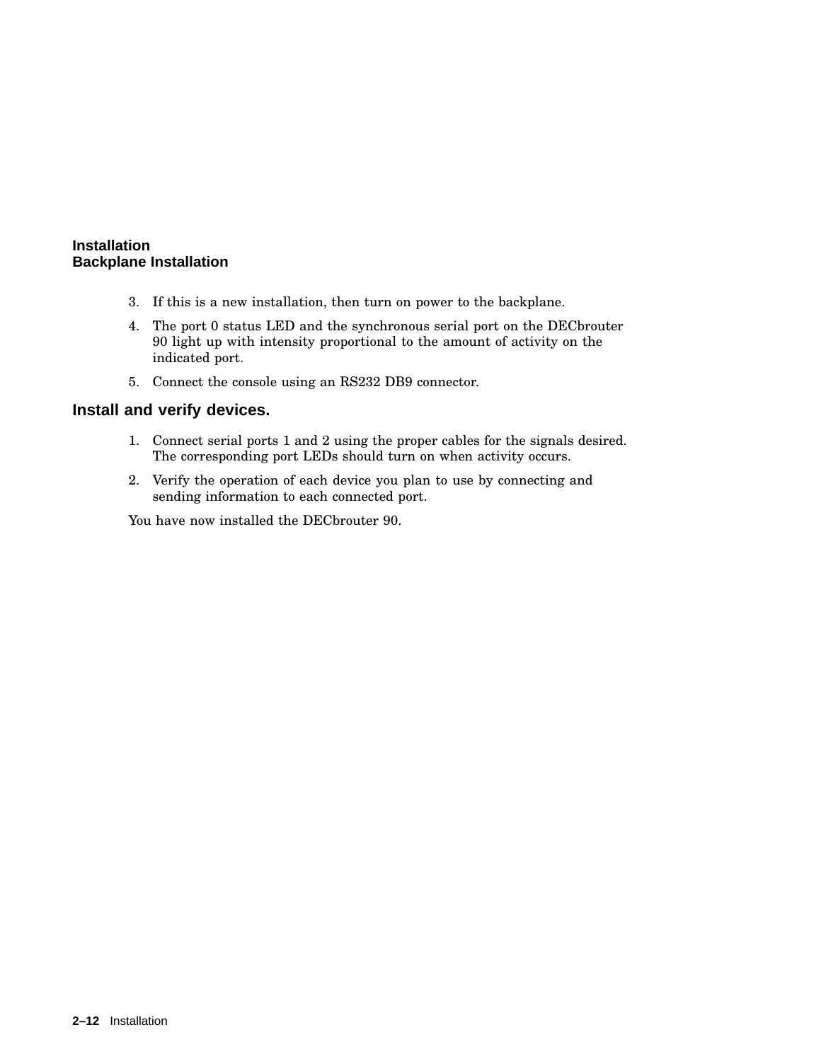3. If this is a new installation, then turn on power to the backplane.
4. The port 0 status LED and the synchronous serial port on the DECbrouter 90 light up with intensity proportional to the amount of activity on the indicated port.
5. Connect the console using an RS232 DB9 connector.

## Install and verify devices.

1. Connect serial ports 1 and 2 using the proper cables for the signals desired. The corresponding port LEDs should turn on when activity occurs.
2. Verify the operation of each device you plan to use by connecting and sending information to each connected port.

You have now installed the DECbrouter 90.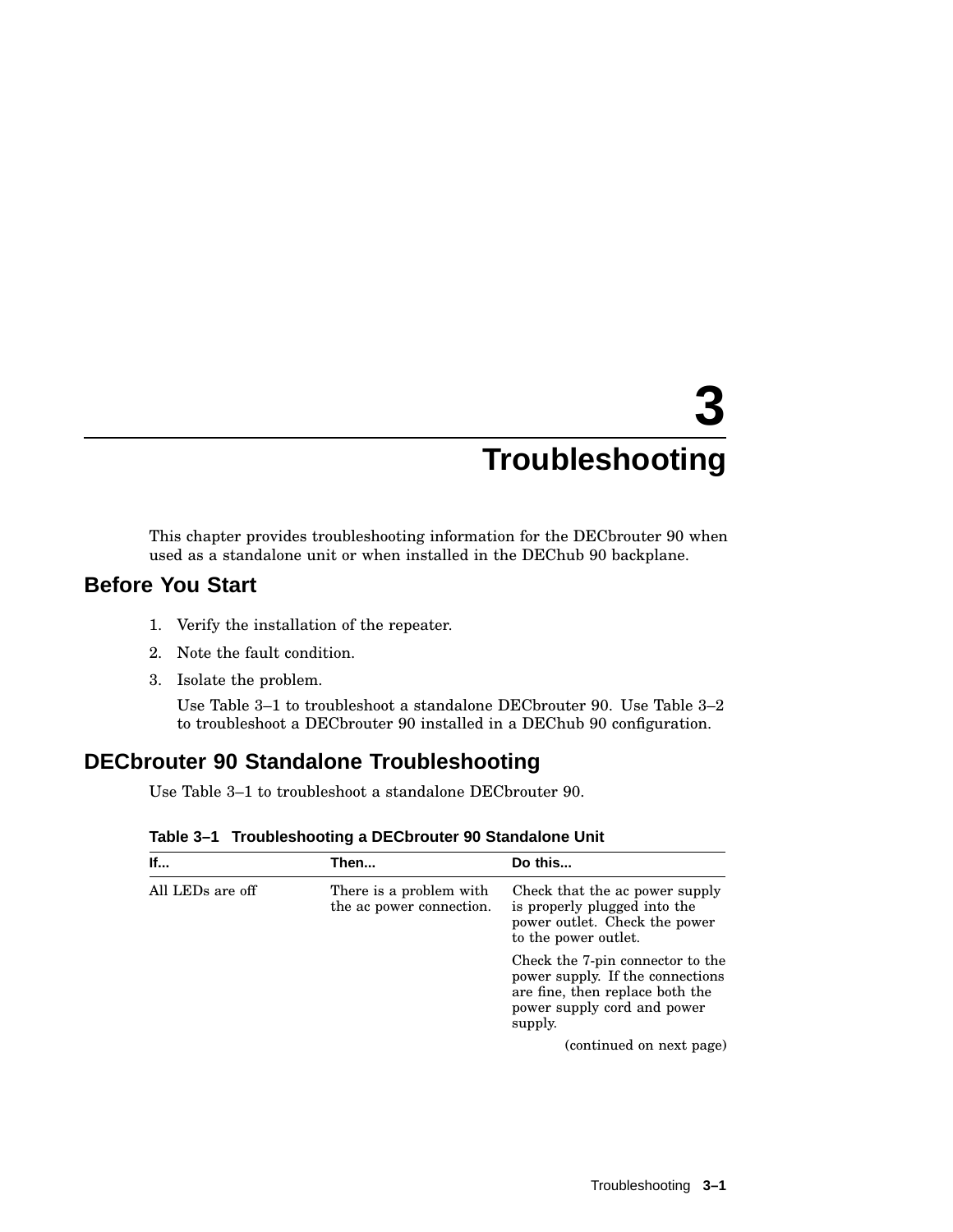# 3 Troubleshooting

This chapter provides troubleshooting information for the DECbrouter 90 when used as a standalone unit or when installed in the DEChub 90 backplane.

## Before You Start

1. Verify the installation of the repeater.
2. Note the fault condition.
3. Isolate the problem.

   Use Table 3–1 to troubleshoot a standalone DECbrouter 90. Use Table 3–2 to troubleshoot a DECbrouter 90 installed in a DEChub 90 configuration.

## DECbrouter 90 Standalone Troubleshooting

Use Table 3–1 to troubleshoot a standalone DECbrouter 90.

**Table 3–1 Troubleshooting a DECbrouter 90 Standalone Unit**

| If... | Then... | Do this... |
|---|---|---|
| All LEDs are off | There is a problem with the ac power connection. | Check that the ac power supply is properly plugged into the power outlet. Check the power to the power outlet. |
| | | Check the 7-pin connector to the power supply. If the connections are fine, then replace both the power supply cord and power supply. |

(continued on next page)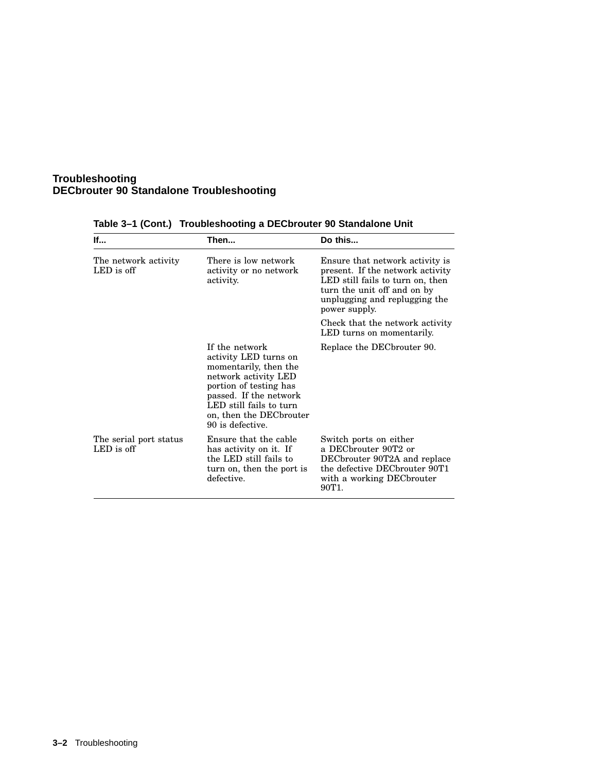**Table 3–1 (Cont.) Troubleshooting a DECbrouter 90 Standalone Unit**

| If... | Then... | Do this... |
|---|---|---|
| The network activity LED is off | There is low network activity or no network activity. | Ensure that network activity is present. If the network activity LED still fails to turn on, then turn the unit off and on by unplugging and replugging the power supply.<br><br>Check that the network activity LED turns on momentarily. |
| | If the network activity LED turns on momentarily, then the network activity LED portion of testing has passed. If the network LED still fails to turn on, then the DECbrouter 90 is defective. | Replace the DECbrouter 90. |
| The serial port status LED is off | Ensure that the cable has activity on it. If the LED still fails to turn on, then the port is defective. | Switch ports on either a DECbrouter 90T2 or DECbrouter 90T2A and replace the defective DECbrouter 90T1 with a working DECbrouter 90T1. |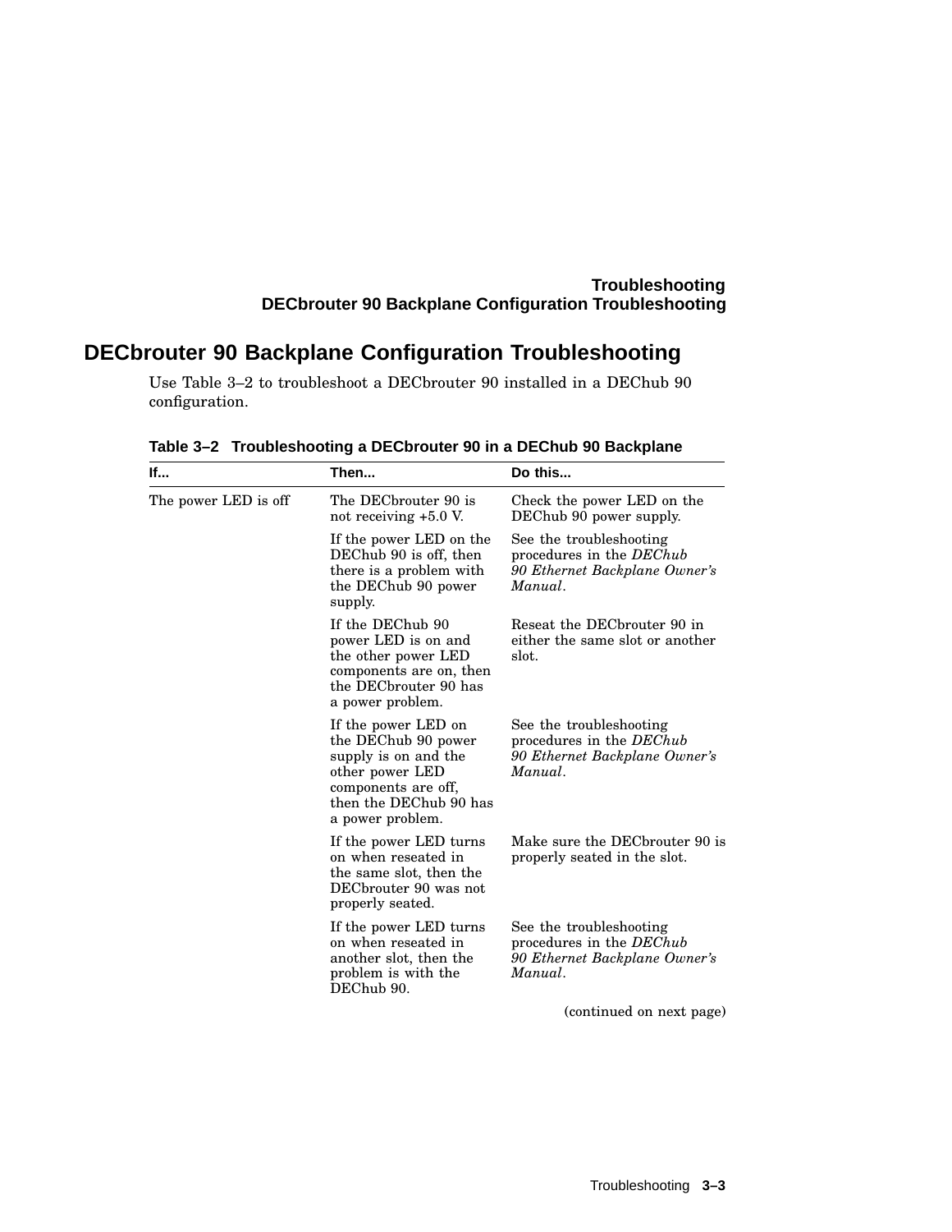## DECbrouter 90 Backplane Configuration Troubleshooting

Use Table 3–2 to troubleshoot a DECbrouter 90 installed in a DEChub 90 configuration.

**Table 3–2 Troubleshooting a DECbrouter 90 in a DEChub 90 Backplane**

| If... | Then... | Do this... |
|---|---|---|
| The power LED is off | The DECbrouter 90 is not receiving +5.0 V. | Check the power LED on the DEChub 90 power supply. |
| | If the power LED on the DEChub 90 is off, then there is a problem with the DEChub 90 power supply. | See the troubleshooting procedures in the *DEChub 90 Ethernet Backplane Owner's Manual*. |
| | If the DEChub 90 power LED is on and the other power LED components are on, then the DECbrouter 90 has a power problem. | Reseat the DECbrouter 90 in either the same slot or another slot. |
| | If the power LED on the DEChub 90 power supply is on and the other power LED components are off, then the DEChub 90 has a power problem. | See the troubleshooting procedures in the *DEChub 90 Ethernet Backplane Owner's Manual*. |
| | If the power LED turns on when reseated in the same slot, then the DECbrouter 90 was not properly seated. | Make sure the DECbrouter 90 is properly seated in the slot. |
| | If the power LED turns on when reseated in another slot, then the problem is with the DEChub 90. | See the troubleshooting procedures in the *DEChub 90 Ethernet Backplane Owner's Manual*. |

(continued on next page)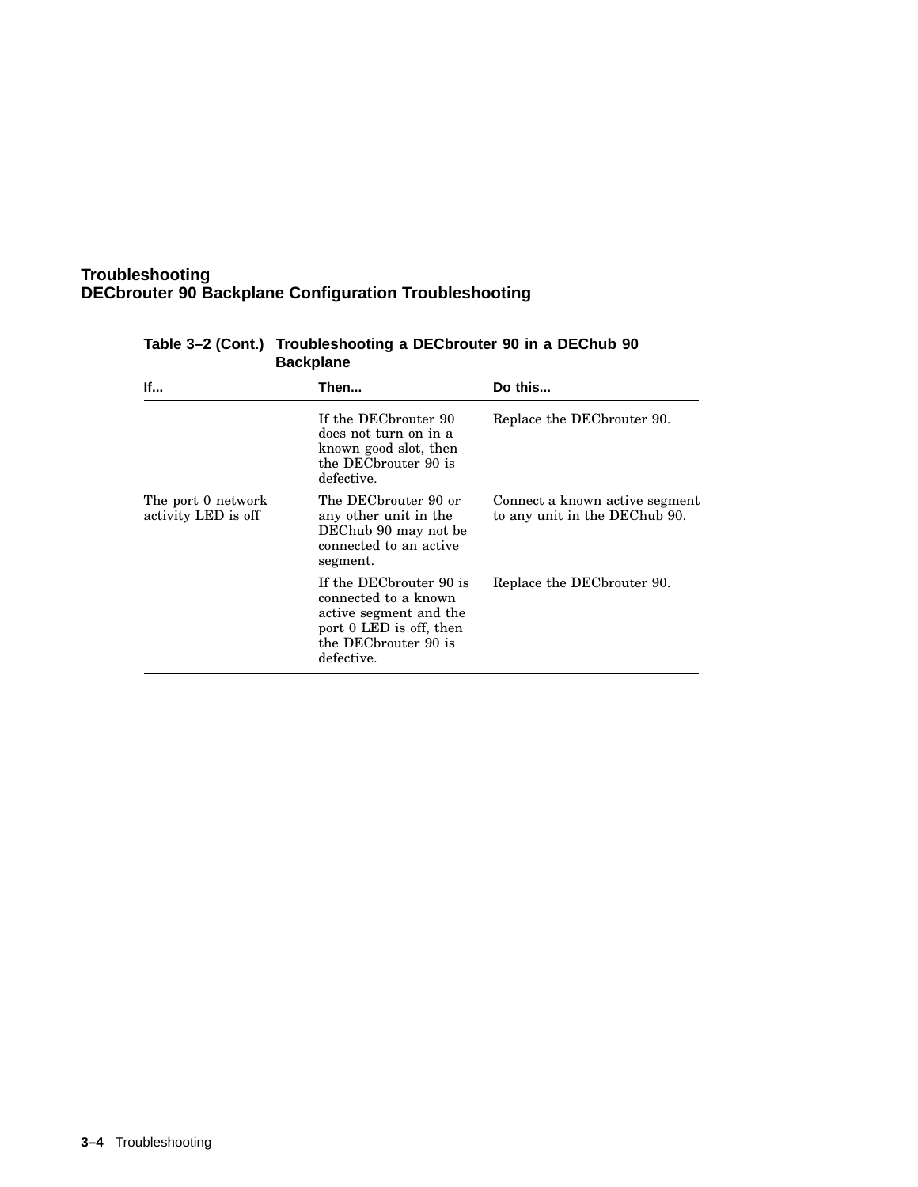**Table 3–2 (Cont.) Troubleshooting a DECbrouter 90 in a DEChub 90 Backplane**

| If... | Then... | Do this... |
|---|---|---|
| | If the DECbrouter 90 does not turn on in a known good slot, then the DECbrouter 90 is defective. | Replace the DECbrouter 90. |
| The port 0 network activity LED is off | The DECbrouter 90 or any other unit in the DEChub 90 may not be connected to an active segment. | Connect a known active segment to any unit in the DEChub 90. |
| | If the DECbrouter 90 is connected to a known active segment and the port 0 LED is off, then the DECbrouter 90 is defective. | Replace the DECbrouter 90. |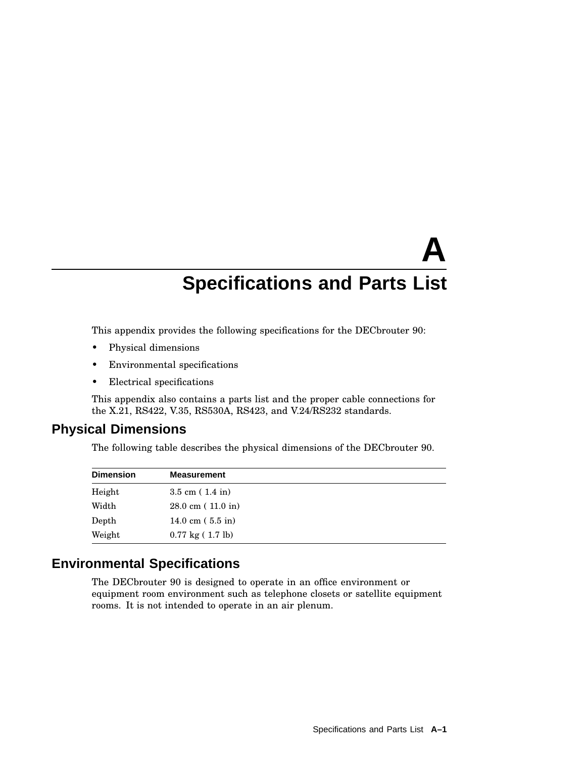# A Specifications and Parts List

This appendix provides the following specifications for the DECbrouter 90:

- Physical dimensions
- Environmental specifications
- Electrical specifications

This appendix also contains a parts list and the proper cable connections for the X.21, RS422, V.35, RS530A, RS423, and V.24/RS232 standards.

## Physical Dimensions

The following table describes the physical dimensions of the DECbrouter 90.

| Dimension | Measurement |
|---|---|
| Height | 3.5 cm ( 1.4 in) |
| Width | 28.0 cm ( 11.0 in) |
| Depth | 14.0 cm ( 5.5 in) |
| Weight | 0.77 kg ( 1.7 lb) |

## Environmental Specifications

The DECbrouter 90 is designed to operate in an office environment or equipment room environment such as telephone closets or satellite equipment rooms. It is not intended to operate in an air plenum.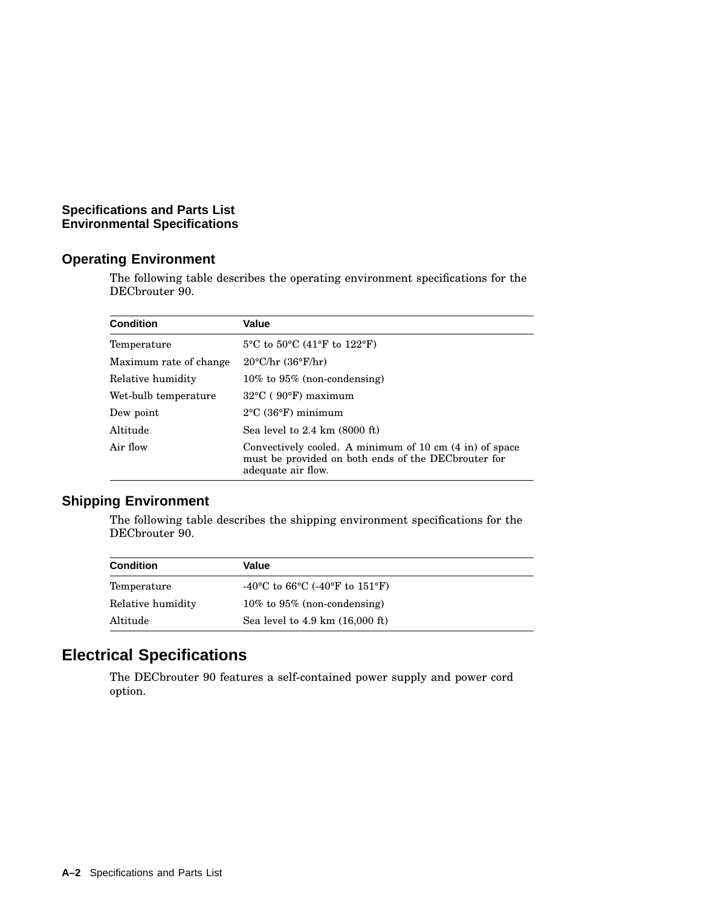**Specifications and Parts List**
**Environmental Specifications**

## Operating Environment

The following table describes the operating environment specifications for the DECbrouter 90.

| Condition | Value |
|---|---|
| Temperature | 5°C to 50°C (41°F to 122°F) |
| Maximum rate of change | 20°C/hr (36°F/hr) |
| Relative humidity | 10% to 95% (non-condensing) |
| Wet-bulb temperature | 32°C ( 90°F) maximum |
| Dew point | 2°C (36°F) minimum |
| Altitude | Sea level to 2.4 km (8000 ft) |
| Air flow | Convectively cooled. A minimum of 10 cm (4 in) of space must be provided on both ends of the DECbrouter for adequate air flow. |

## Shipping Environment

The following table describes the shipping environment specifications for the DECbrouter 90.

| Condition | Value |
|---|---|
| Temperature | -40°C to 66°C (-40°F to 151°F) |
| Relative humidity | 10% to 95% (non-condensing) |
| Altitude | Sea level to 4.9 km (16,000 ft) |

# Electrical Specifications

The DECbrouter 90 features a self-contained power supply and power cord option.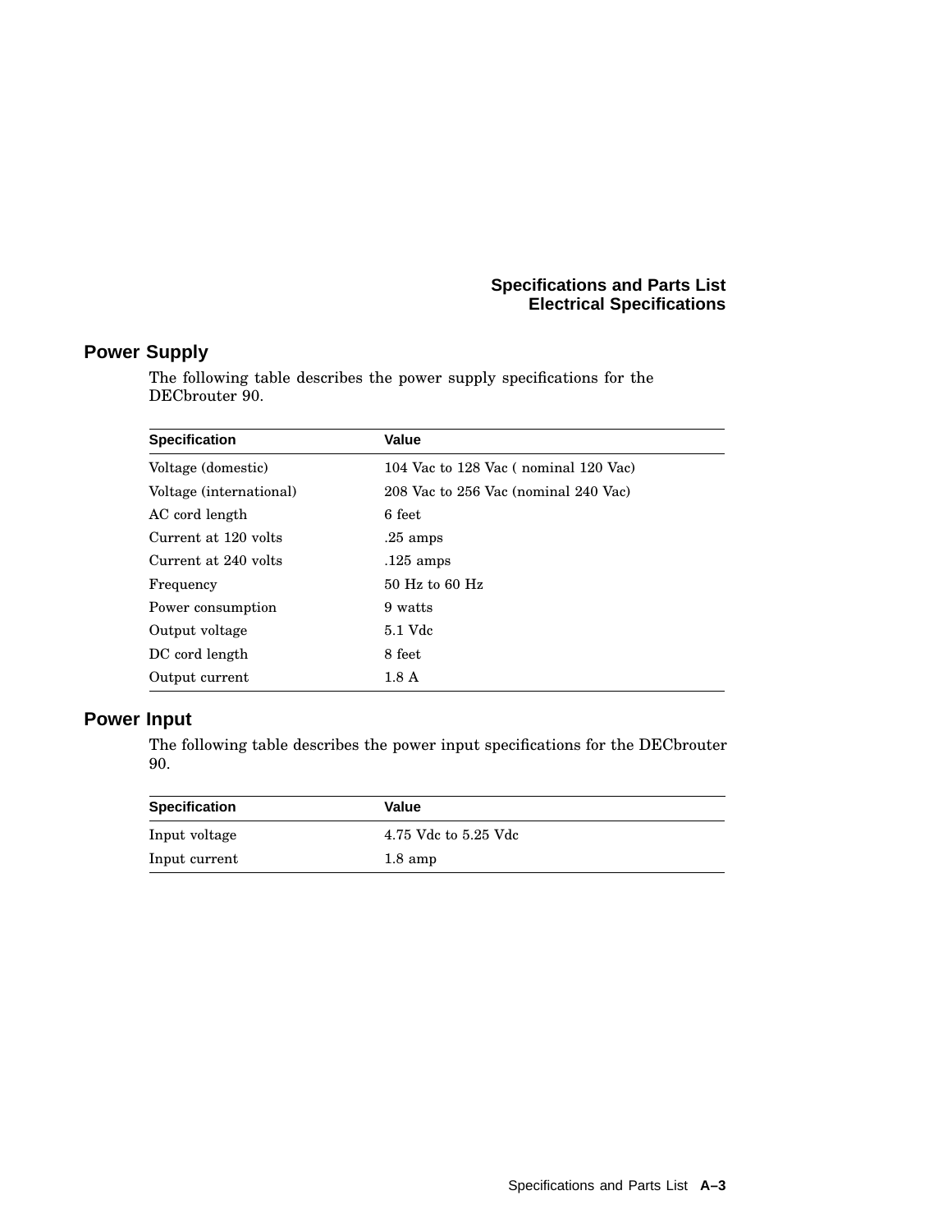## Power Supply

The following table describes the power supply specifications for the DECbrouter 90.

| Specification | Value |
|---|---|
| Voltage (domestic) | 104 Vac to 128 Vac ( nominal 120 Vac) |
| Voltage (international) | 208 Vac to 256 Vac (nominal 240 Vac) |
| AC cord length | 6 feet |
| Current at 120 volts | .25 amps |
| Current at 240 volts | .125 amps |
| Frequency | 50 Hz to 60 Hz |
| Power consumption | 9 watts |
| Output voltage | 5.1 Vdc |
| DC cord length | 8 feet |
| Output current | 1.8 A |

## Power Input

The following table describes the power input specifications for the DECbrouter 90.

| Specification | Value |
|---|---|
| Input voltage | 4.75 Vdc to 5.25 Vdc |
| Input current | 1.8 amp |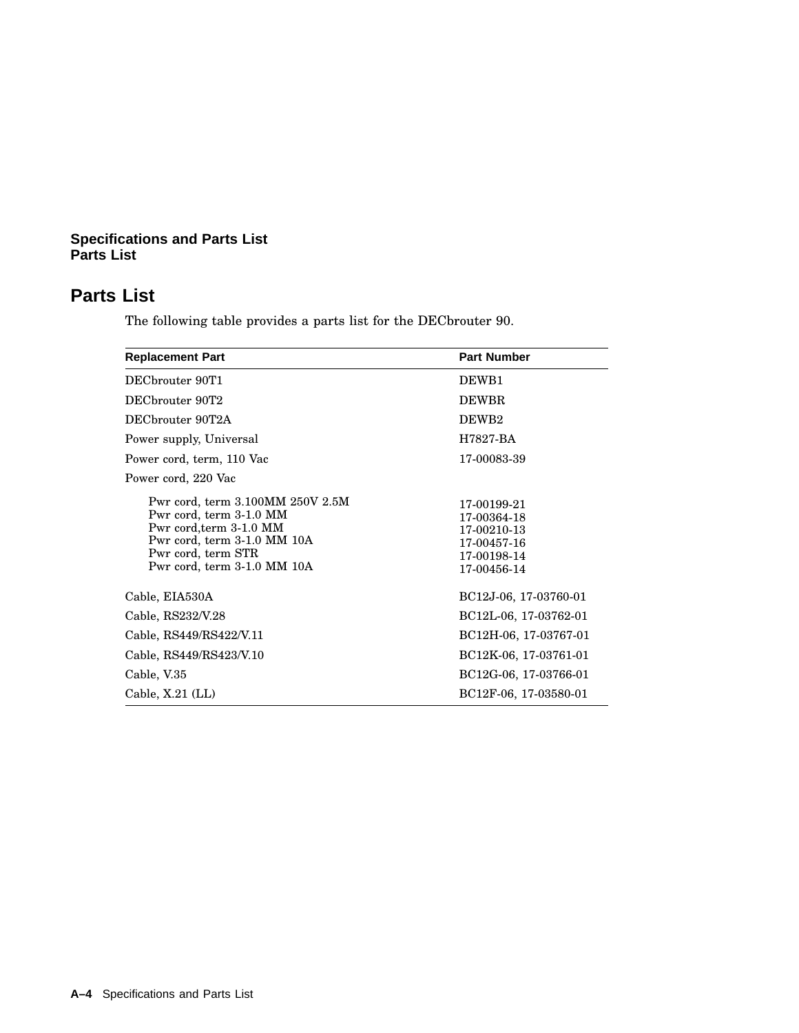# Parts List

The following table provides a parts list for the DECbrouter 90.

| Replacement Part | Part Number |
|---|---|
| DECbrouter 90T1 | DEWB1 |
| DECbrouter 90T2 | DEWBR |
| DECbrouter 90T2A | DEWB2 |
| Power supply, Universal | H7827-BA |
| Power cord, term, 110 Vac | 17-00083-39 |
| Power cord, 220 Vac | |
| Pwr cord, term 3.100MM 250V 2.5M | 17-00199-21 |
| Pwr cord, term 3-1.0 MM | 17-00364-18 |
| Pwr cord,term 3-1.0 MM | 17-00210-13 |
| Pwr cord, term 3-1.0 MM 10A | 17-00457-16 |
| Pwr cord, term STR | 17-00198-14 |
| Pwr cord, term 3-1.0 MM 10A | 17-00456-14 |
| Cable, EIA530A | BC12J-06, 17-03760-01 |
| Cable, RS232/V.28 | BC12L-06, 17-03762-01 |
| Cable, RS449/RS422/V.11 | BC12H-06, 17-03767-01 |
| Cable, RS449/RS423/V.10 | BC12K-06, 17-03761-01 |
| Cable, V.35 | BC12G-06, 17-03766-01 |
| Cable, X.21 (LL) | BC12F-06, 17-03580-01 |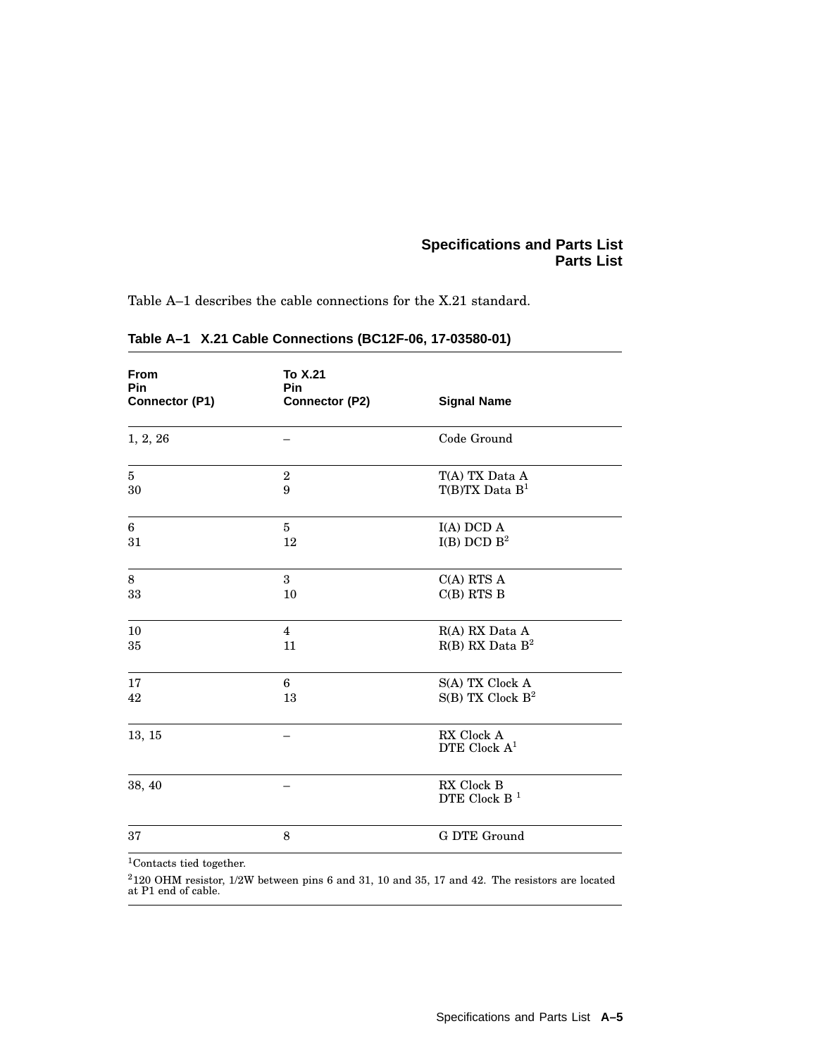Table A–1 describes the cable connections for the X.21 standard.

**Table A–1 X.21 Cable Connections (BC12F-06, 17-03580-01)**

| From Pin Connector (P1) | To X.21 Pin Connector (P2) | Signal Name |
|---|---|---|
| 1, 2, 26 | – | Code Ground |
| 5 | 2 | T(A) TX Data A |
| 30 | 9 | T(B)TX Data B[1] |
| 6 | 5 | I(A) DCD A |
| 31 | 12 | I(B) DCD B[2] |
| 8 | 3 | C(A) RTS A |
| 33 | 10 | C(B) RTS B |
| 10 | 4 | R(A) RX Data A |
| 35 | 11 | R(B) RX Data B[2] |
| 17 | 6 | S(A) TX Clock A |
| 42 | 13 | S(B) TX Clock B[2] |
| 13, 15 | – | RX Clock A<br>DTE Clock A[1] |
| 38, 40 | – | RX Clock B<br>DTE Clock B [1] |
| 37 | 8 | G DTE Ground |

[1]Contacts tied together.

[2]120 OHM resistor, 1/2W between pins 6 and 31, 10 and 35, 17 and 42. The resistors are located at P1 end of cable.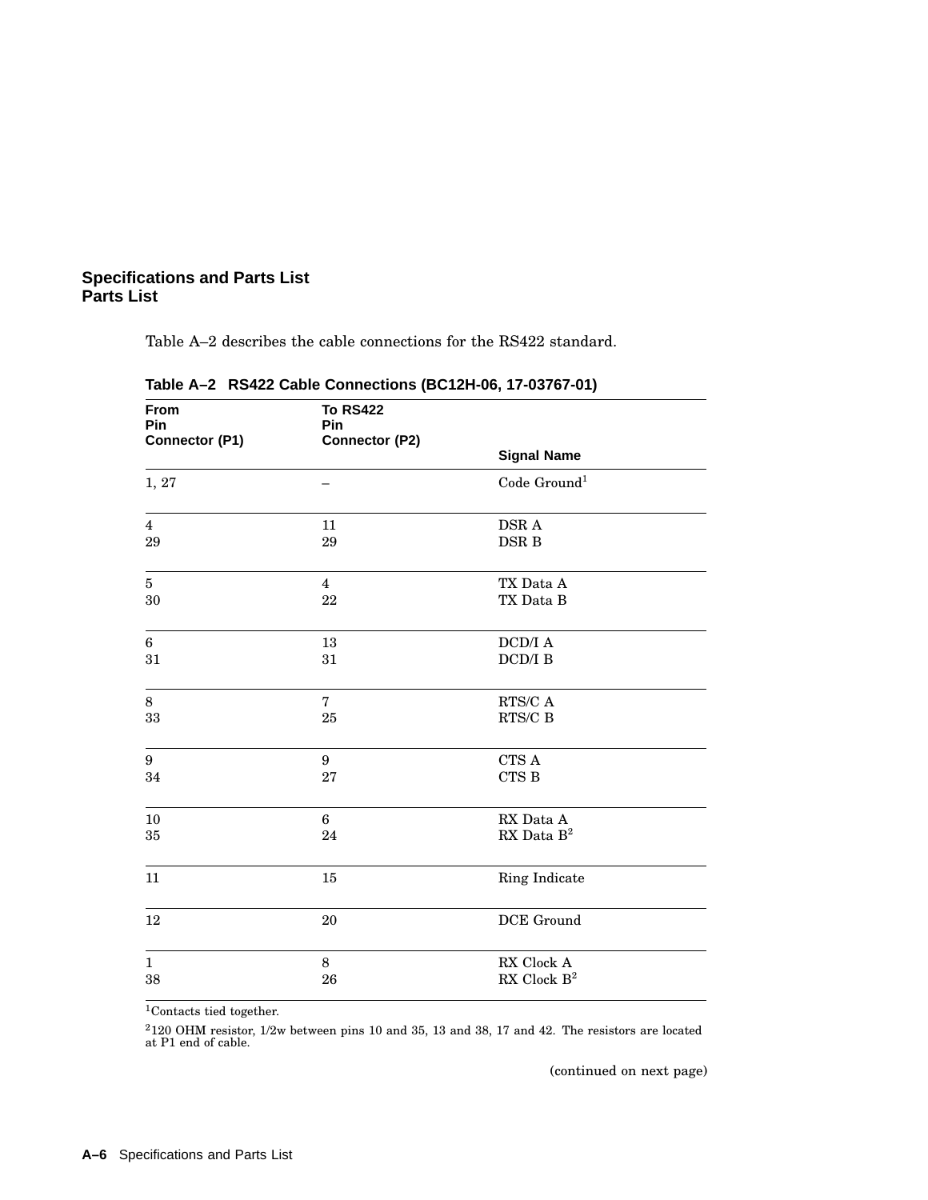Table A–2 describes the cable connections for the RS422 standard.

**Table A–2 RS422 Cable Connections (BC12H-06, 17-03767-01)**

| From Pin Connector (P1) | To RS422 Pin Connector (P2) | Signal Name |
|---|---|---|
| 1, 27 | – | Code Ground[1] |
| 4 | 11 | DSR A |
| 29 | 29 | DSR B |
| 5 | 4 | TX Data A |
| 30 | 22 | TX Data B |
| 6 | 13 | DCD/I A |
| 31 | 31 | DCD/I B |
| 8 | 7 | RTS/C A |
| 33 | 25 | RTS/C B |
| 9 | 9 | CTS A |
| 34 | 27 | CTS B |
| 10 | 6 | RX Data A |
| 35 | 24 | RX Data B[2] |
| 11 | 15 | Ring Indicate |
| 12 | 20 | DCE Ground |
| 1 | 8 | RX Clock A |
| 38 | 26 | RX Clock B[2] |

[1]Contacts tied together.

[2]120 OHM resistor, 1/2w between pins 10 and 35, 13 and 38, 17 and 42. The resistors are located at P1 end of cable.

(continued on next page)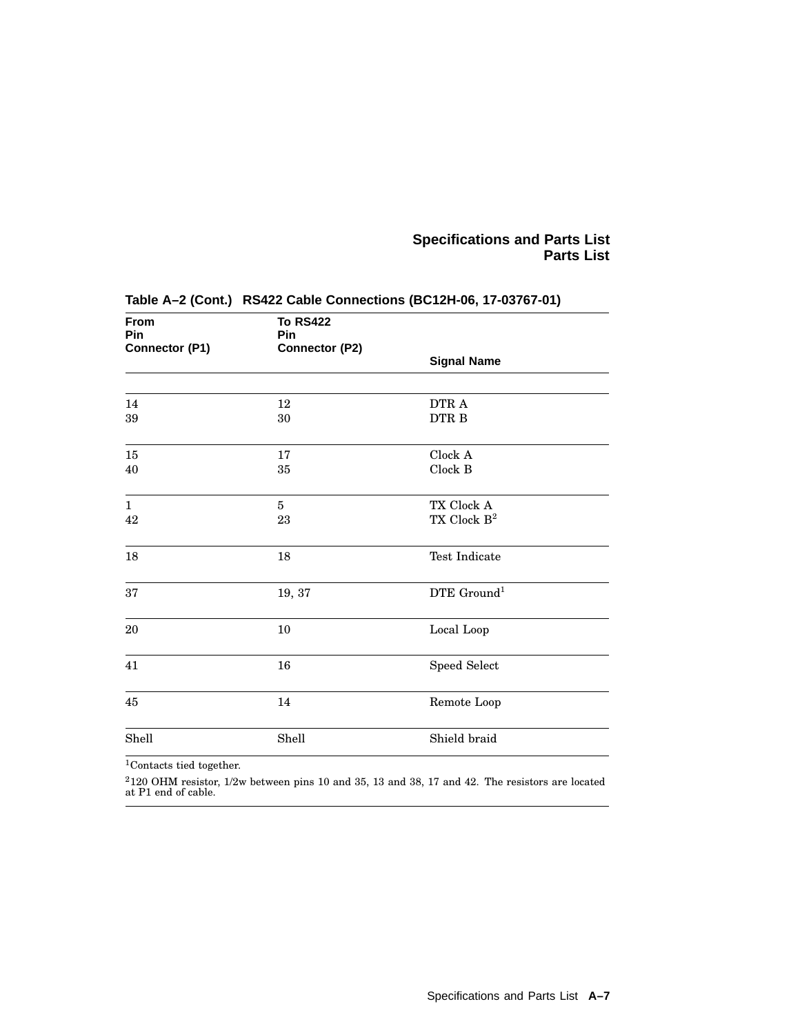**Table A–2 (Cont.) RS422 Cable Connections (BC12H-06, 17-03767-01)**

| From Pin Connector (P1) | To RS422 Pin Connector (P2) | Signal Name |
|---|---|---|
| 14 | 12 | DTR A |
| 39 | 30 | DTR B |
| 15 | 17 | Clock A |
| 40 | 35 | Clock B |
| 1 | 5 | TX Clock A |
| 42 | 23 | TX Clock B[2] |
| 18 | 18 | Test Indicate |
| 37 | 19, 37 | DTE Ground[1] |
| 20 | 10 | Local Loop |
| 41 | 16 | Speed Select |
| 45 | 14 | Remote Loop |
| Shell | Shell | Shield braid |

[1]Contacts tied together.

[2]120 OHM resistor, 1/2w between pins 10 and 35, 13 and 38, 17 and 42. The resistors are located at P1 end of cable.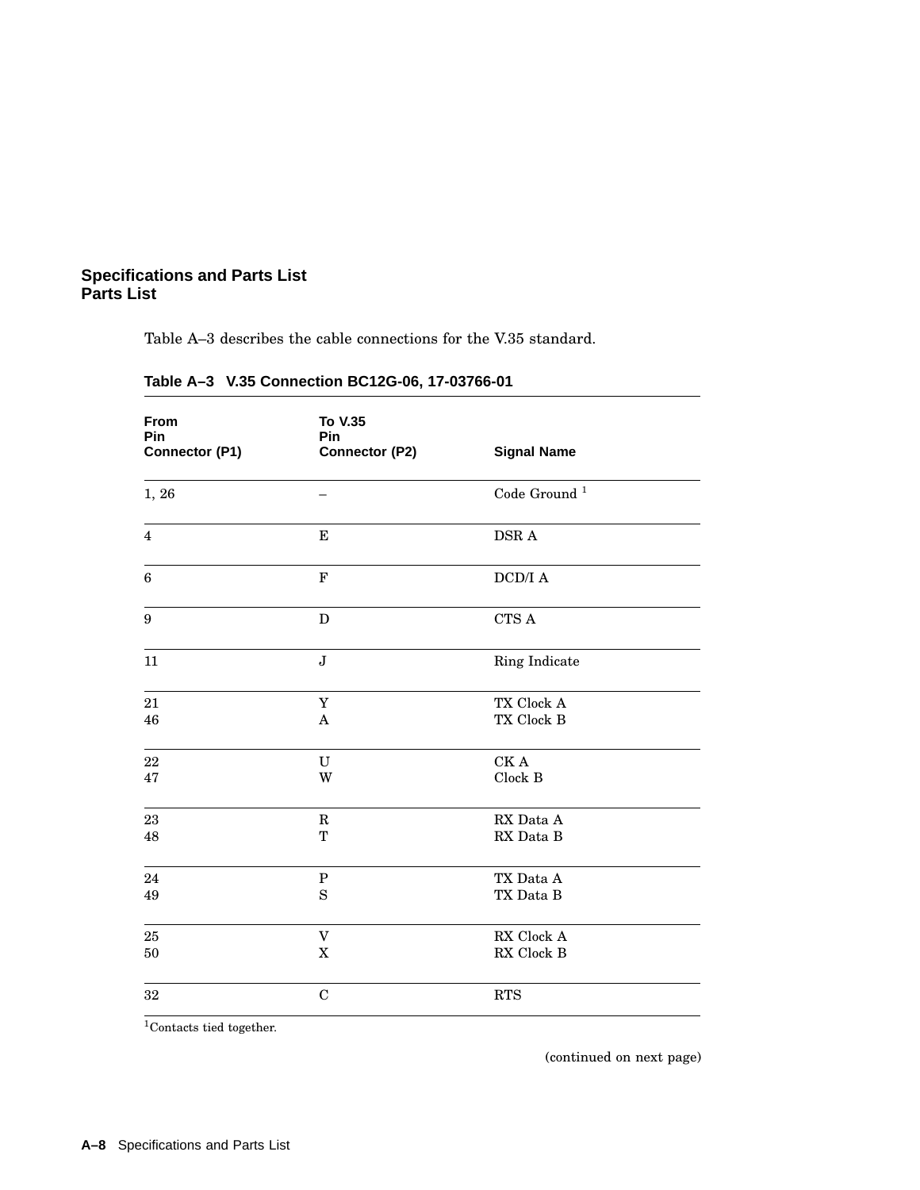Table A–3 describes the cable connections for the V.35 standard.

**Table A–3 V.35 Connection BC12G-06, 17-03766-01**

| From Pin Connector (P1) | To V.35 Pin Connector (P2) | Signal Name |
|---|---|---|
| 1, 26 | – | Code Ground [1] |
| 4 | E | DSR A |
| 6 | F | DCD/I A |
| 9 | D | CTS A |
| 11 | J | Ring Indicate |
| 21 | Y | TX Clock A |
| 46 | A | TX Clock B |
| 22 | U | CK A |
| 47 | W | Clock B |
| 23 | R | RX Data A |
| 48 | T | RX Data B |
| 24 | P | TX Data A |
| 49 | S | TX Data B |
| 25 | V | RX Clock A |
| 50 | X | RX Clock B |
| 32 | C | RTS |

[1] Contacts tied together.

(continued on next page)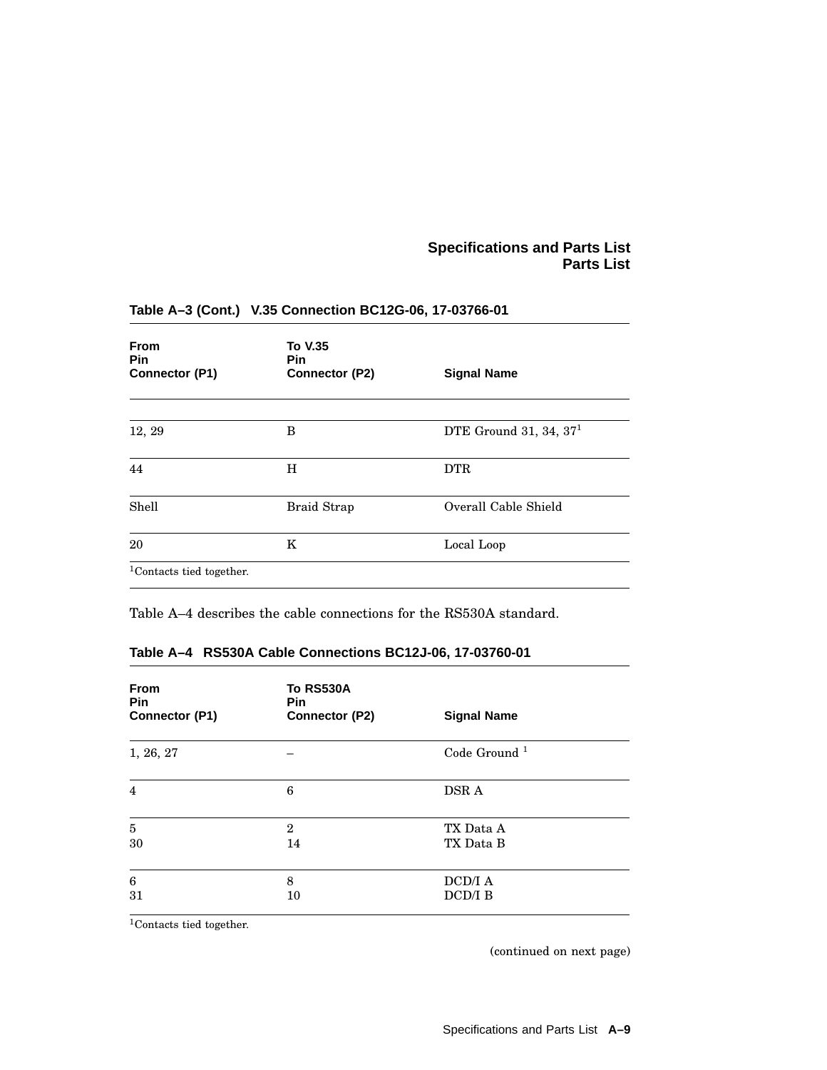**Table A–3 (Cont.) V.35 Connection BC12G-06, 17-03766-01**

| From Pin Connector (P1) | To V.35 Pin Connector (P2) | Signal Name |
|---|---|---|
| 12, 29 | B | DTE Ground 31, 34, 37[1] |
| 44 | H | DTR |
| Shell | Braid Strap | Overall Cable Shield |
| 20 | K | Local Loop |

[1]Contacts tied together.

Table A–4 describes the cable connections for the RS530A standard.

**Table A–4 RS530A Cable Connections BC12J-06, 17-03760-01**

| From Pin Connector (P1) | To RS530A Pin Connector (P2) | Signal Name |
|---|---|---|
| 1, 26, 27 | – | Code Ground [1] |
| 4 | 6 | DSR A |
| 5 | 2 | TX Data A |
| 30 | 14 | TX Data B |
| 6 | 8 | DCD/I A |
| 31 | 10 | DCD/I B |

[1]Contacts tied together.

(continued on next page)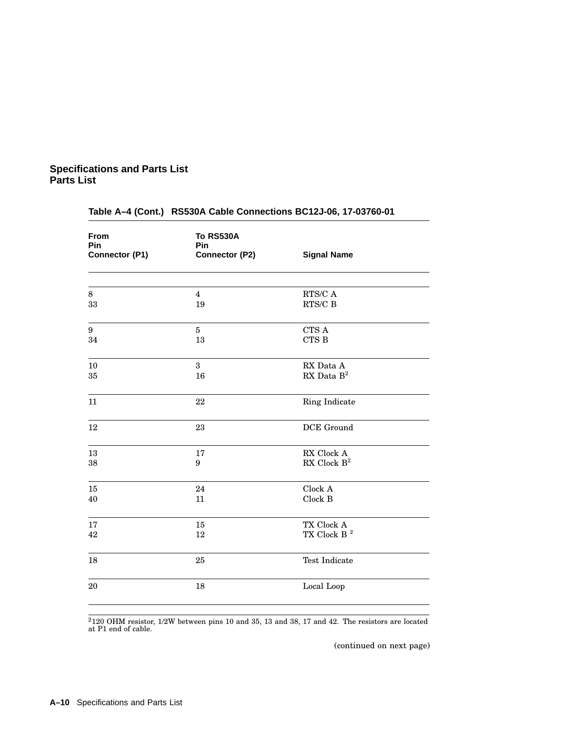**Table A–4 (Cont.) RS530A Cable Connections BC12J-06, 17-03760-01**

| From Pin Connector (P1) | To RS530A Pin Connector (P2) | Signal Name |
|---|---|---|
| 8 | 4 | RTS/C A |
| 33 | 19 | RTS/C B |
| 9 | 5 | CTS A |
| 34 | 13 | CTS B |
| 10 | 3 | RX Data A |
| 35 | 16 | RX Data B[2] |
| 11 | 22 | Ring Indicate |
| 12 | 23 | DCE Ground |
| 13 | 17 | RX Clock A |
| 38 | 9 | RX Clock B[2] |
| 15 | 24 | Clock A |
| 40 | 11 | Clock B |
| 17 | 15 | TX Clock A |
| 42 | 12 | TX Clock B [2] |
| 18 | 25 | Test Indicate |
| 20 | 18 | Local Loop |

[2] 120 OHM resistor, 1/2W between pins 10 and 35, 13 and 38, 17 and 42. The resistors are located at P1 end of cable.

(continued on next page)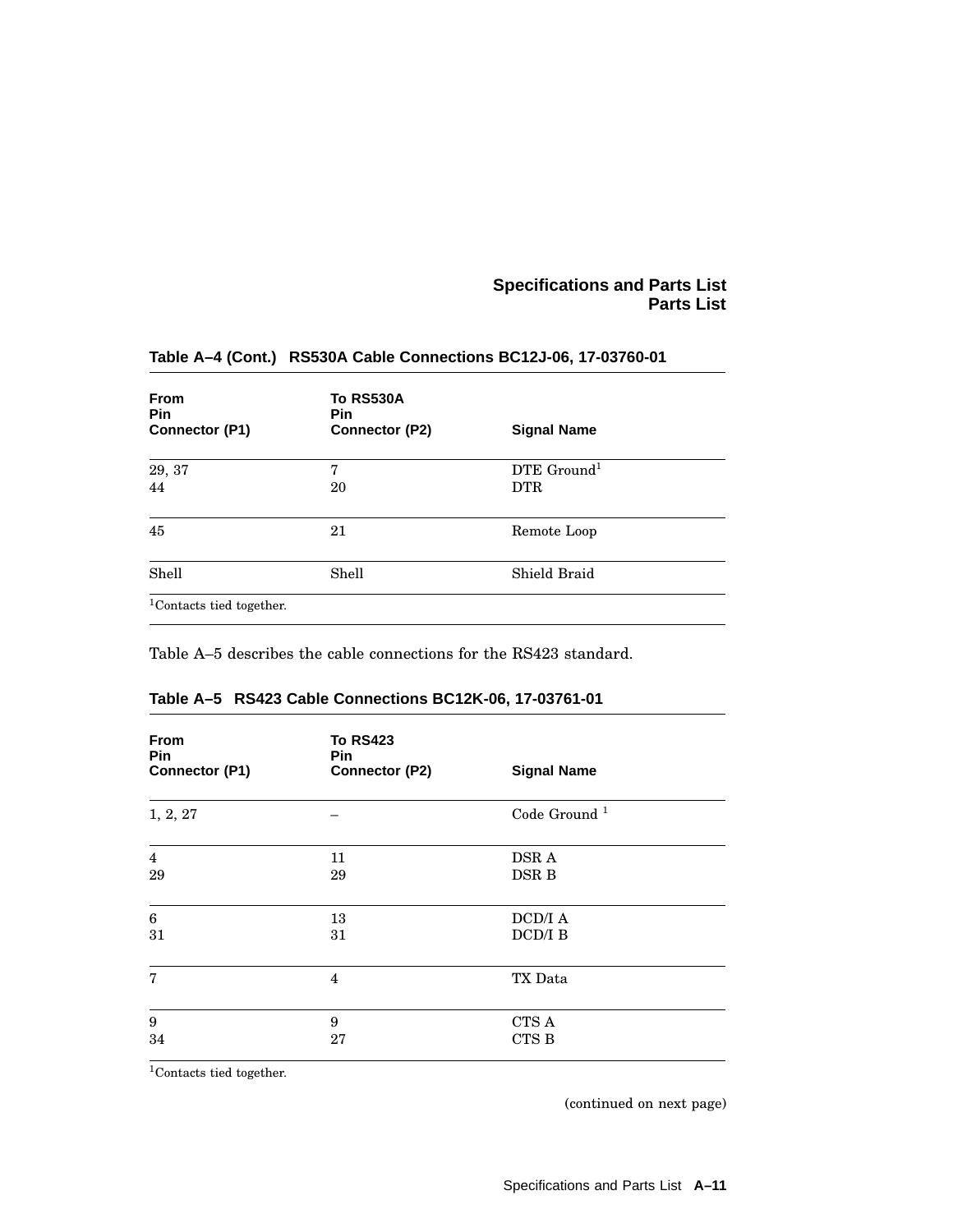**Table A–4 (Cont.) RS530A Cable Connections BC12J-06, 17-03760-01**

| From Pin Connector (P1) | To RS530A Pin Connector (P2) | Signal Name |
|---|---|---|
| 29, 37 | 7 | DTE Ground[1] |
| 44 | 20 | DTR |
| 45 | 21 | Remote Loop |
| Shell | Shell | Shield Braid |

[1]Contacts tied together.

Table A–5 describes the cable connections for the RS423 standard.

**Table A–5 RS423 Cable Connections BC12K-06, 17-03761-01**

| From Pin Connector (P1) | To RS423 Pin Connector (P2) | Signal Name |
|---|---|---|
| 1, 2, 27 | – | Code Ground [1] |
| 4 | 11 | DSR A |
| 29 | 29 | DSR B |
| 6 | 13 | DCD/I A |
| 31 | 31 | DCD/I B |
| 7 | 4 | TX Data |
| 9 | 9 | CTS A |
| 34 | 27 | CTS B |

[1]Contacts tied together.

(continued on next page)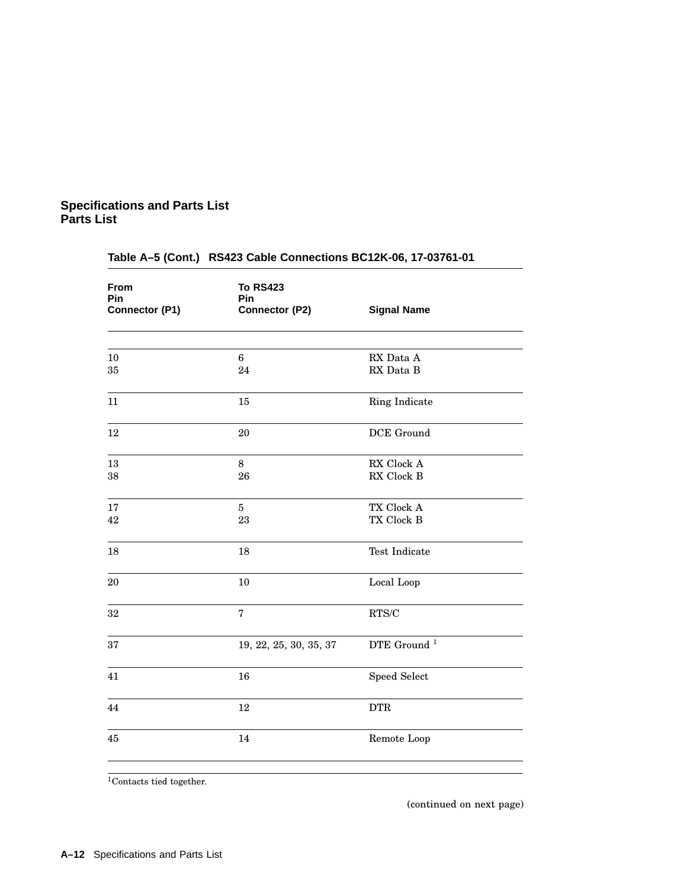**Table A–5 (Cont.) RS423 Cable Connections BC12K-06, 17-03761-01**

| From Pin Connector (P1) | To RS423 Pin Connector (P2) | Signal Name |
|---|---|---|
| 10 | 6 | RX Data A |
| 35 | 24 | RX Data B |
| 11 | 15 | Ring Indicate |
| 12 | 20 | DCE Ground |
| 13 | 8 | RX Clock A |
| 38 | 26 | RX Clock B |
| 17 | 5 | TX Clock A |
| 42 | 23 | TX Clock B |
| 18 | 18 | Test Indicate |
| 20 | 10 | Local Loop |
| 32 | 7 | RTS/C |
| 37 | 19, 22, 25, 30, 35, 37 | DTE Ground [1] |
| 41 | 16 | Speed Select |
| 44 | 12 | DTR |
| 45 | 14 | Remote Loop |

[1]Contacts tied together.

(continued on next page)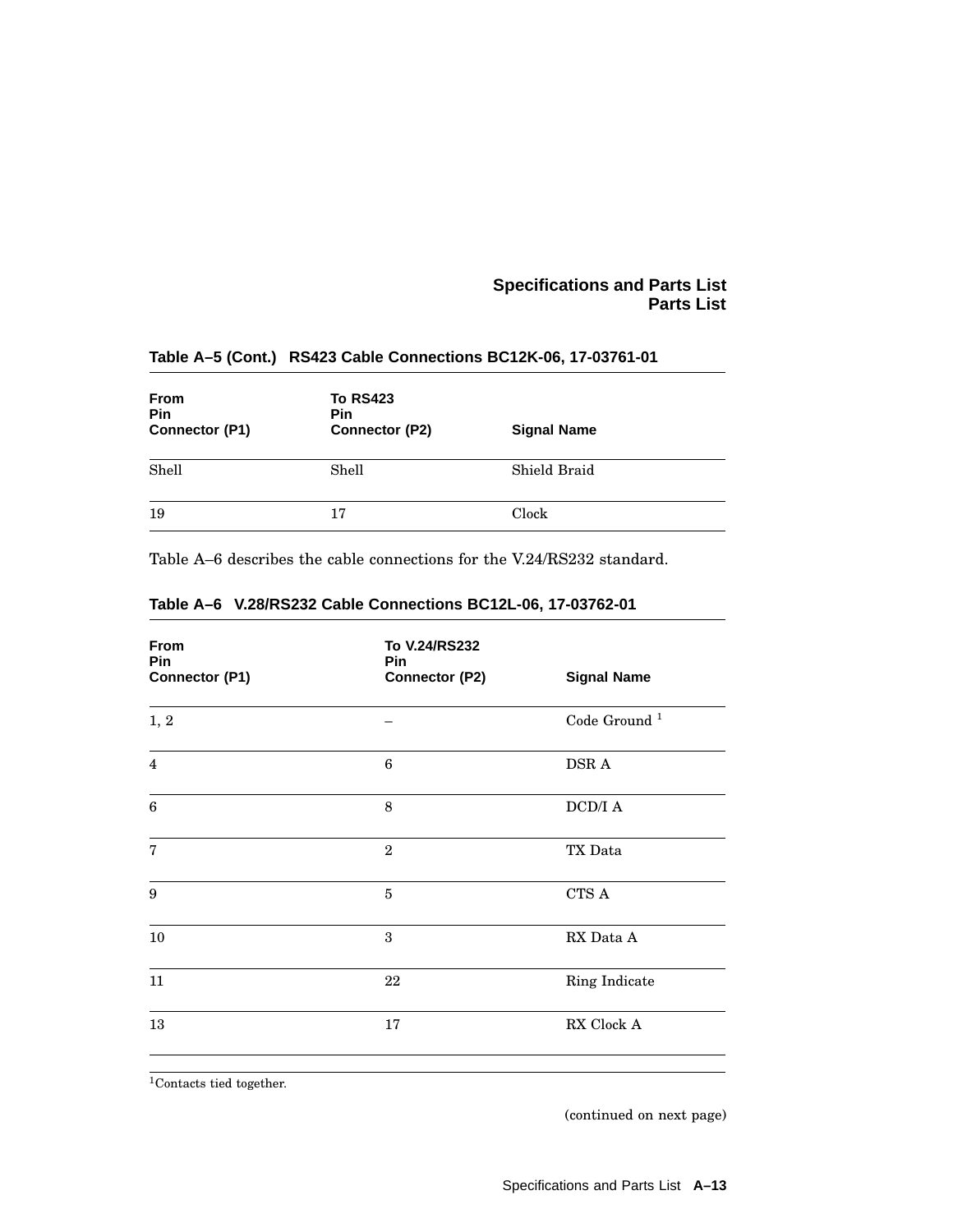**Table A–5 (Cont.) RS423 Cable Connections BC12K-06, 17-03761-01**

| From Pin Connector (P1) | To RS423 Pin Connector (P2) | Signal Name |
|---|---|---|
| Shell | Shell | Shield Braid |
| 19 | 17 | Clock |

Table A–6 describes the cable connections for the V.24/RS232 standard.

**Table A–6 V.28/RS232 Cable Connections BC12L-06, 17-03762-01**

| From Pin Connector (P1) | To V.24/RS232 Pin Connector (P2) | Signal Name |
|---|---|---|
| 1, 2 | – | Code Ground [1] |
| 4 | 6 | DSR A |
| 6 | 8 | DCD/I A |
| 7 | 2 | TX Data |
| 9 | 5 | CTS A |
| 10 | 3 | RX Data A |
| 11 | 22 | Ring Indicate |
| 13 | 17 | RX Clock A |

[1]Contacts tied together.

(continued on next page)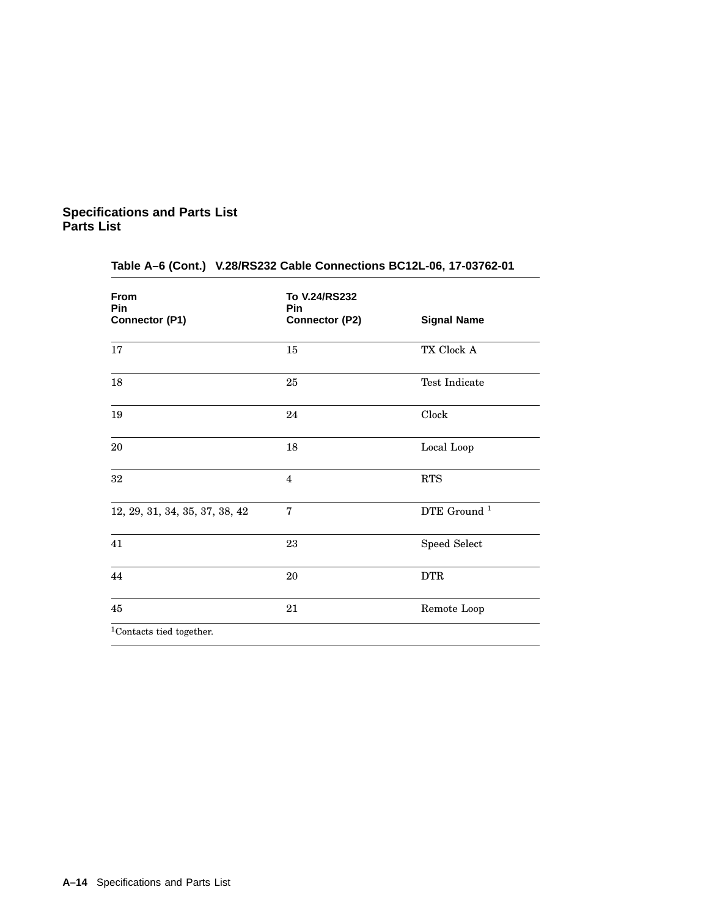**Table A–6 (Cont.) V.28/RS232 Cable Connections BC12L-06, 17-03762-01**

| From Pin Connector (P1) | To V.24/RS232 Pin Connector (P2) | Signal Name |
|---|---|---|
| 17 | 15 | TX Clock A |
| 18 | 25 | Test Indicate |
| 19 | 24 | Clock |
| 20 | 18 | Local Loop |
| 32 | 4 | RTS |
| 12, 29, 31, 34, 35, 37, 38, 42 | 7 | DTE Ground [1] |
| 41 | 23 | Speed Select |
| 44 | 20 | DTR |
| 45 | 21 | Remote Loop |

[1]Contacts tied together.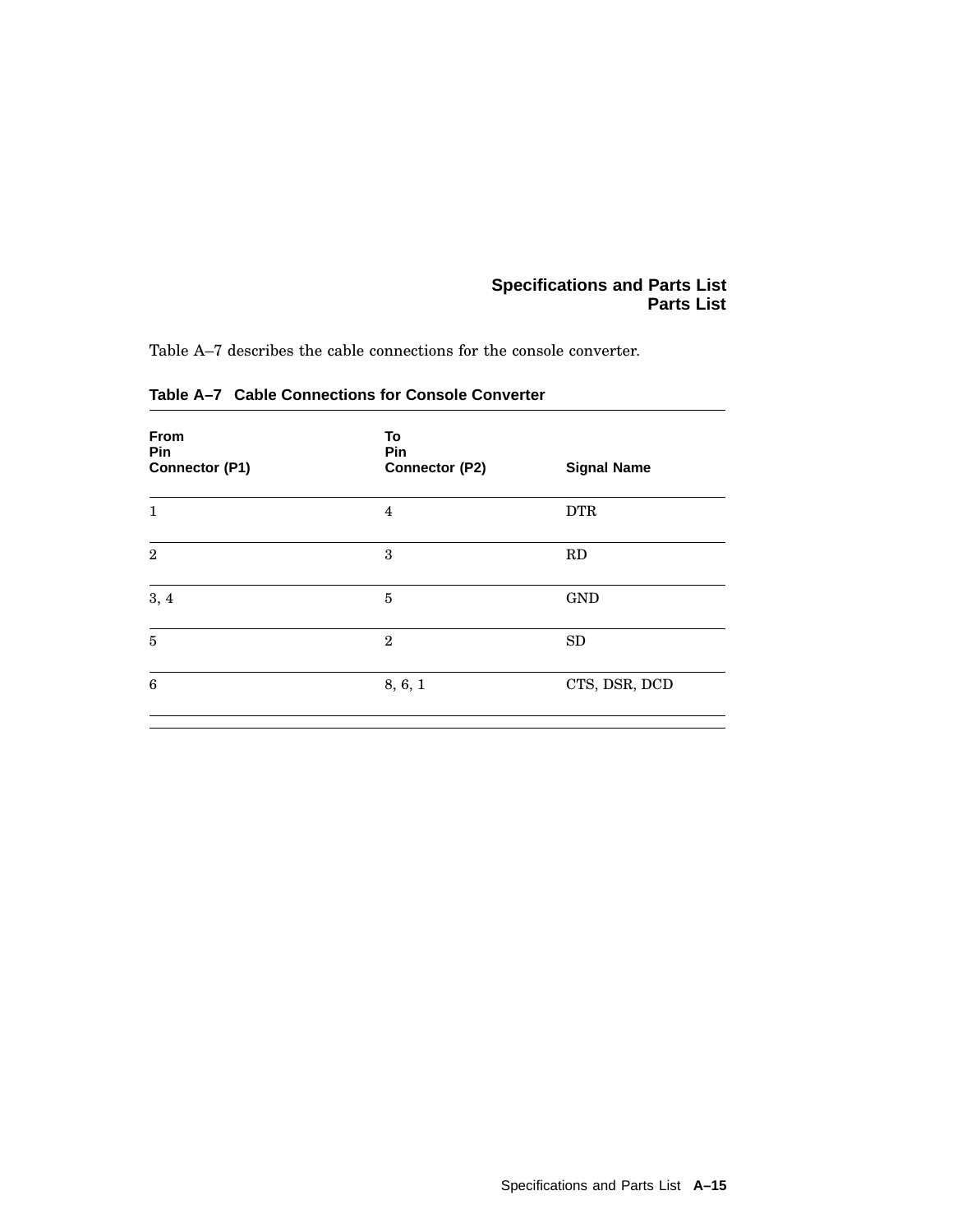Table A–7 describes the cable connections for the console converter.

**Table A–7 Cable Connections for Console Converter**

| From Pin Connector (P1) | To Pin Connector (P2) | Signal Name |
|---|---|---|
| 1 | 4 | DTR |
| 2 | 3 | RD |
| 3, 4 | 5 | GND |
| 5 | 2 | SD |
| 6 | 8, 6, 1 | CTS, DSR, DCD |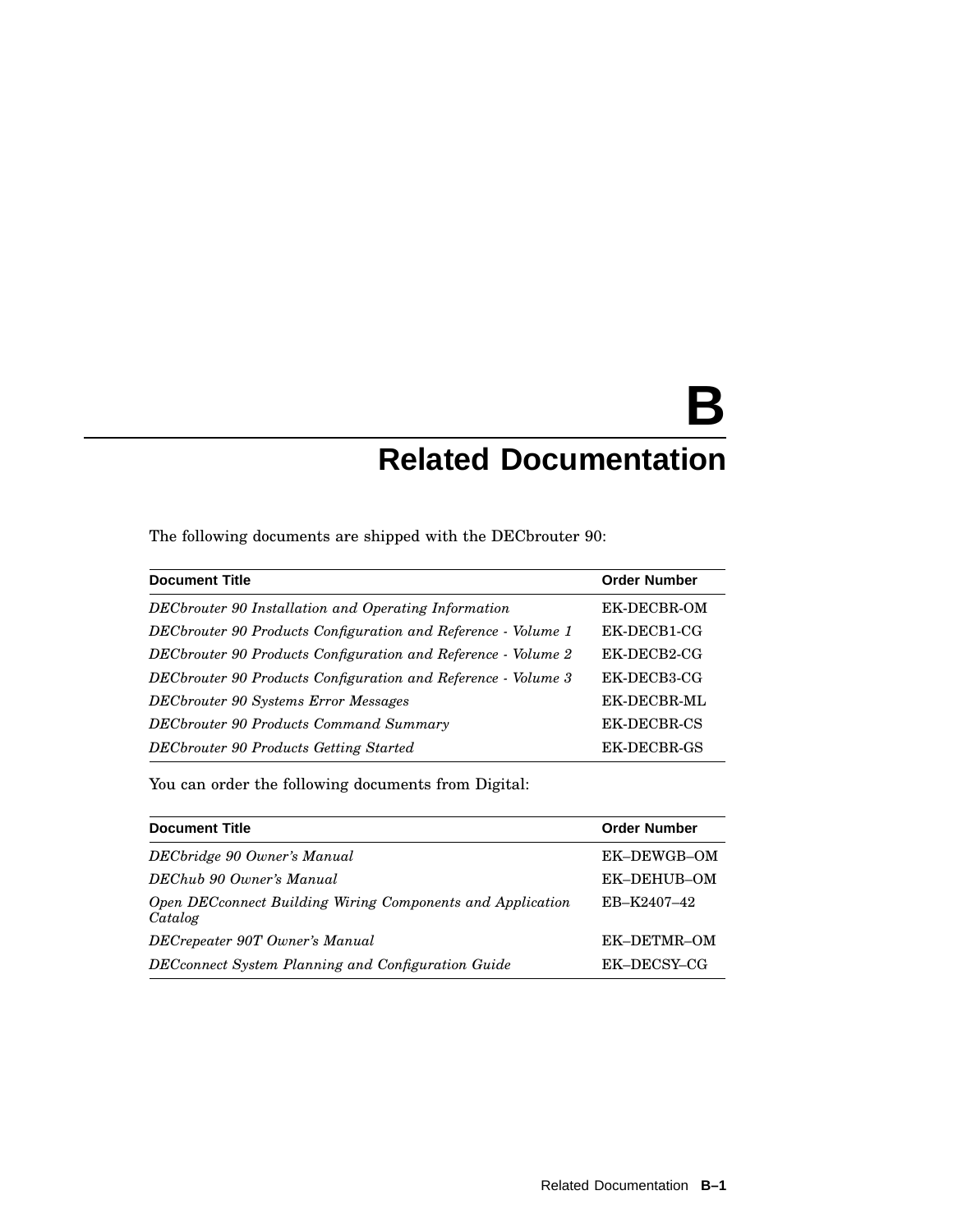# B Related Documentation

The following documents are shipped with the DECbrouter 90:

| Document Title | Order Number |
|---|---|
| *DECbrouter 90 Installation and Operating Information* | EK-DECBR-OM |
| *DECbrouter 90 Products Configuration and Reference - Volume 1* | EK-DECB1-CG |
| *DECbrouter 90 Products Configuration and Reference - Volume 2* | EK-DECB2-CG |
| *DECbrouter 90 Products Configuration and Reference - Volume 3* | EK-DECB3-CG |
| *DECbrouter 90 Systems Error Messages* | EK-DECBR-ML |
| *DECbrouter 90 Products Command Summary* | EK-DECBR-CS |
| *DECbrouter 90 Products Getting Started* | EK-DECBR-GS |

You can order the following documents from Digital:

| Document Title | Order Number |
|---|---|
| *DECbridge 90 Owner's Manual* | EK–DEWGB–OM |
| *DEChub 90 Owner's Manual* | EK–DEHUB–OM |
| *Open DECconnect Building Wiring Components and Application Catalog* | EB–K2407–42 |
| *DECrepeater 90T Owner's Manual* | EK–DETMR–OM |
| *DECconnect System Planning and Configuration Guide* | EK–DECSY–CG |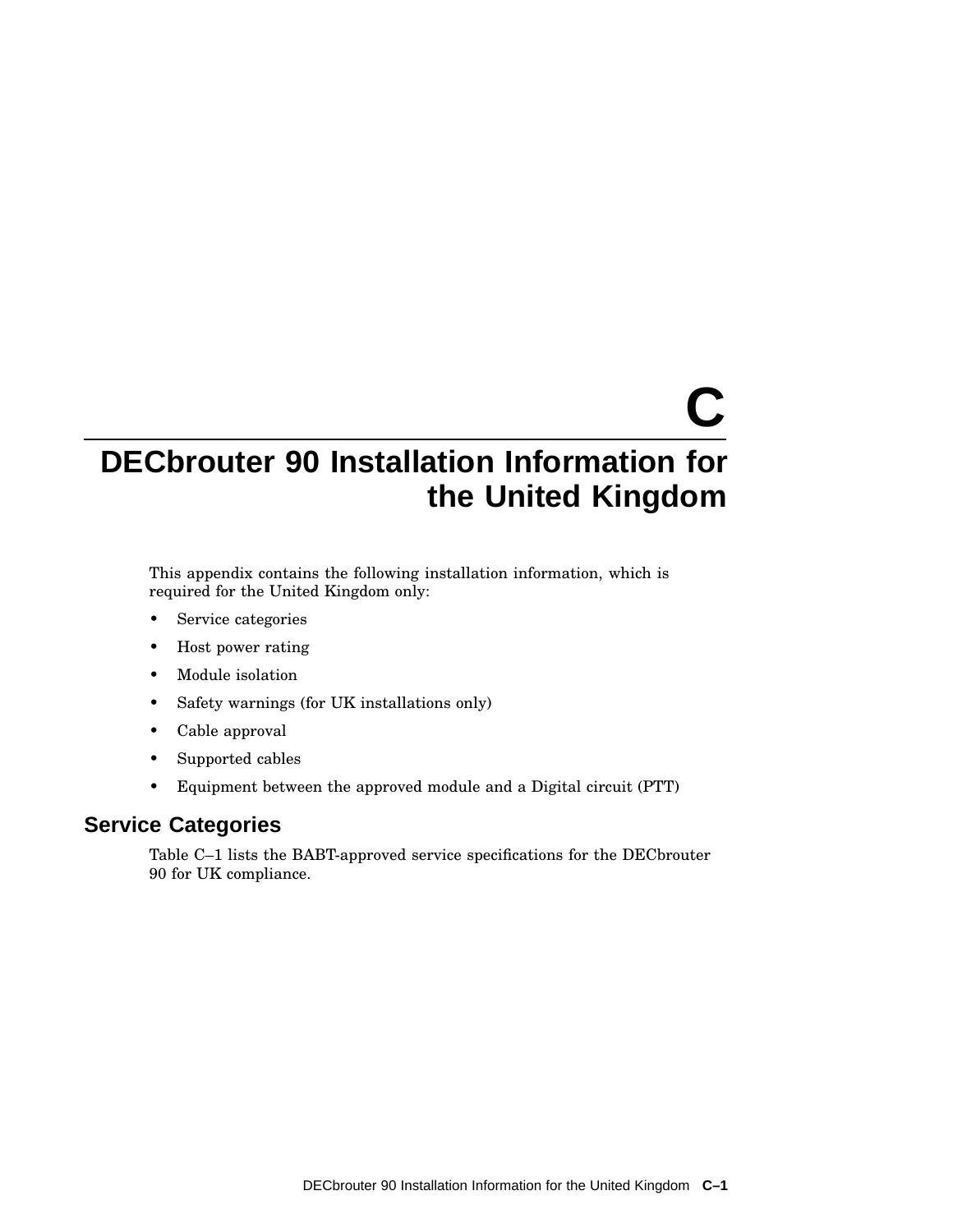# C

# DECbrouter 90 Installation Information for the United Kingdom

This appendix contains the following installation information, which is required for the United Kingdom only:

- Service categories
- Host power rating
- Module isolation
- Safety warnings (for UK installations only)
- Cable approval
- Supported cables
- Equipment between the approved module and a Digital circuit (PTT)

## Service Categories

Table C–1 lists the BABT-approved service specifications for the DECbrouter 90 for UK compliance.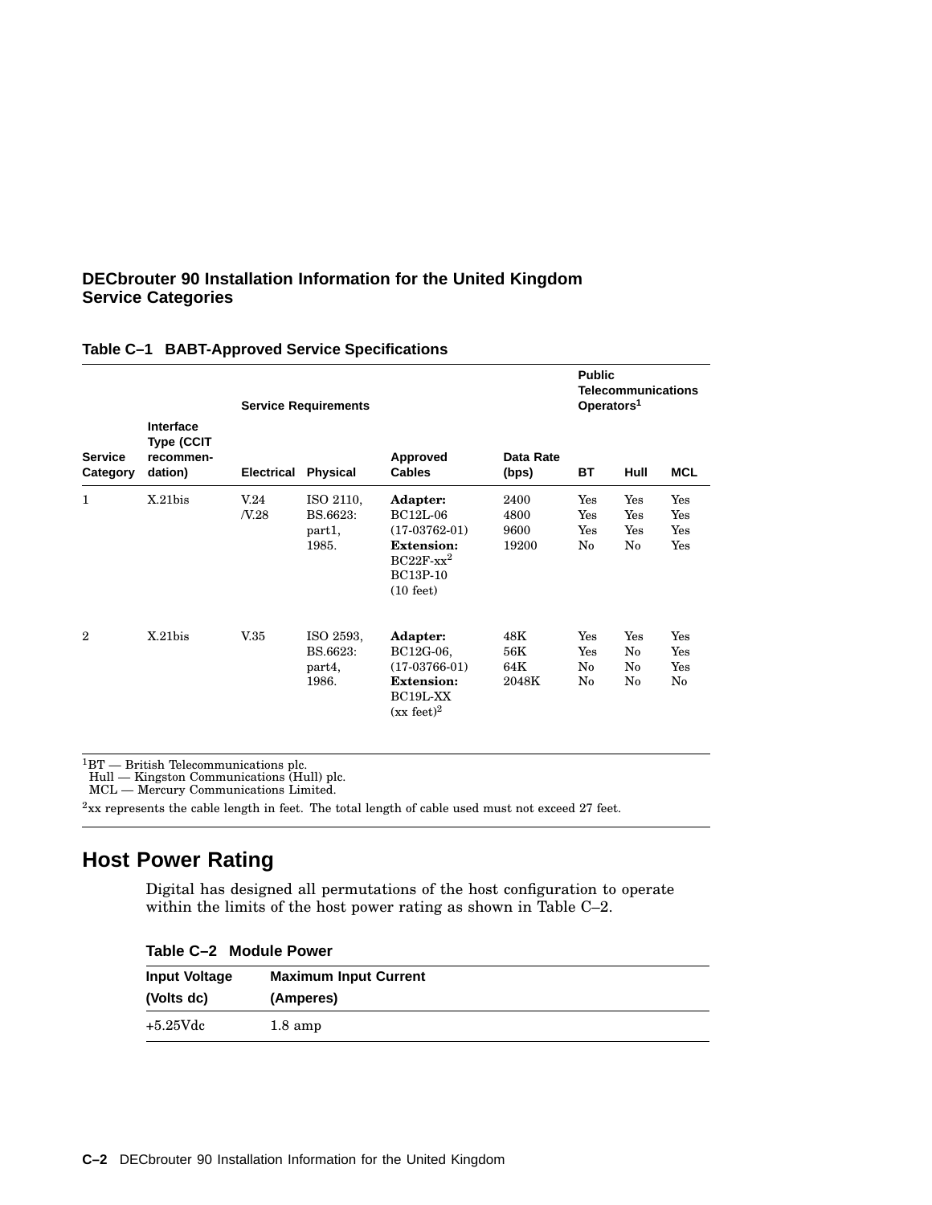## DECbrouter 90 Installation Information for the United Kingdom Service Categories

**Table C–1 BABT-Approved Service Specifications**

| Service Category | Interface Type (CCIT recommen-dation) | Service Requirements | | | | Public Telecommunications Operators[1] | | |
|---|---|---|---|---|---|---|---|---|
| | | Electrical | Physical | Approved Cables | Data Rate (bps) | BT | Hull | MCL |
| 1 | X.21bis | V.24 /V.28 | ISO 2110, BS.6623: part1, 1985. | **Adapter:** BC12L-06 (17-03762-01) **Extension:** BC22F-xx[2] BC13P-10 (10 feet) | 2400<br>4800<br>9600<br>19200 | Yes<br>Yes<br>Yes<br>No | Yes<br>Yes<br>Yes<br>No | Yes<br>Yes<br>Yes<br>Yes |
| 2 | X.21bis | V.35 | ISO 2593, BS.6623: part4, 1986. | **Adapter:** BC12G-06, (17-03766-01) **Extension:** BC19L-XX (xx feet)[2] | 48K<br>56K<br>64K<br>2048K | Yes<br>Yes<br>No<br>No | Yes<br>No<br>No<br>No | Yes<br>Yes<br>Yes<br>No |

[1]BT — British Telecommunications plc.
Hull — Kingston Communications (Hull) plc.
MCL — Mercury Communications Limited.

[2]xx represents the cable length in feet. The total length of cable used must not exceed 27 feet.

## Host Power Rating

Digital has designed all permutations of the host configuration to operate within the limits of the host power rating as shown in Table C–2.

**Table C–2 Module Power**

| Input Voltage (Volts dc) | Maximum Input Current (Amperes) |
|---|---|
| +5.25Vdc | 1.8 amp |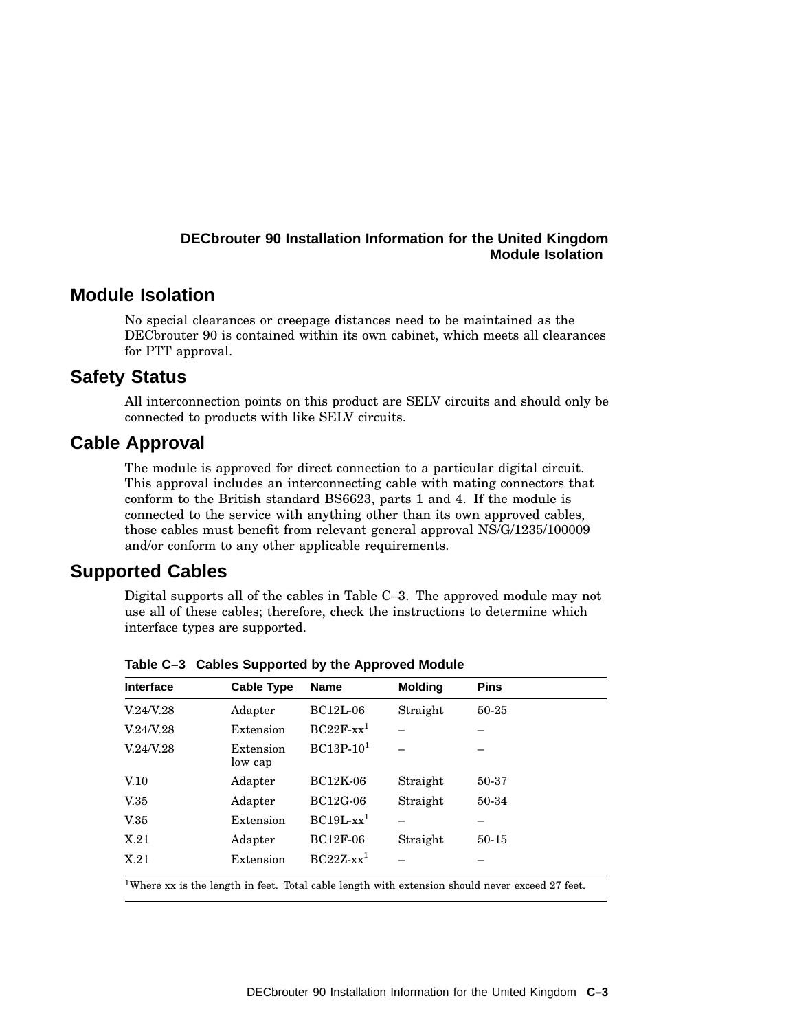## Module Isolation

No special clearances or creepage distances need to be maintained as the DECbrouter 90 is contained within its own cabinet, which meets all clearances for PTT approval.

## Safety Status

All interconnection points on this product are SELV circuits and should only be connected to products with like SELV circuits.

## Cable Approval

The module is approved for direct connection to a particular digital circuit. This approval includes an interconnecting cable with mating connectors that conform to the British standard BS6623, parts 1 and 4. If the module is connected to the service with anything other than its own approved cables, those cables must benefit from relevant general approval NS/G/1235/100009 and/or conform to any other applicable requirements.

## Supported Cables

Digital supports all of the cables in Table C–3. The approved module may not use all of these cables; therefore, check the instructions to determine which interface types are supported.

**Table C–3 Cables Supported by the Approved Module**

| Interface | Cable Type | Name | Molding | Pins |
|---|---|---|---|---|
| V.24/V.28 | Adapter | BC12L-06 | Straight | 50-25 |
| V.24/V.28 | Extension | BC22F-xx[1] | – | – |
| V.24/V.28 | Extension low cap | BC13P-10[1] | – | – |
| V.10 | Adapter | BC12K-06 | Straight | 50-37 |
| V.35 | Adapter | BC12G-06 | Straight | 50-34 |
| V.35 | Extension | BC19L-xx[1] | – | – |
| X.21 | Adapter | BC12F-06 | Straight | 50-15 |
| X.21 | Extension | BC22Z-xx[1] | – | – |

[1]Where xx is the length in feet. Total cable length with extension should never exceed 27 feet.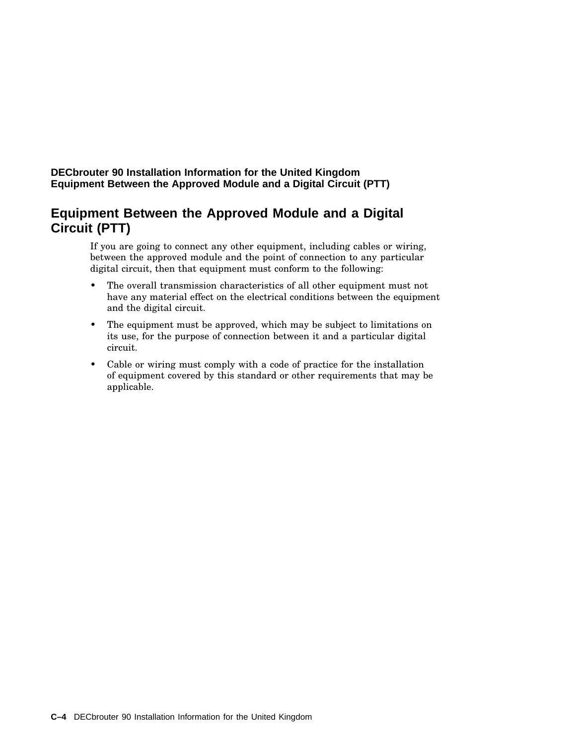## Equipment Between the Approved Module and a Digital Circuit (PTT)

If you are going to connect any other equipment, including cables or wiring, between the approved module and the point of connection to any particular digital circuit, then that equipment must conform to the following:

- The overall transmission characteristics of all other equipment must not have any material effect on the electrical conditions between the equipment and the digital circuit.
- The equipment must be approved, which may be subject to limitations on its use, for the purpose of connection between it and a particular digital circuit.
- Cable or wiring must comply with a code of practice for the installation of equipment covered by this standard or other requirements that may be applicable.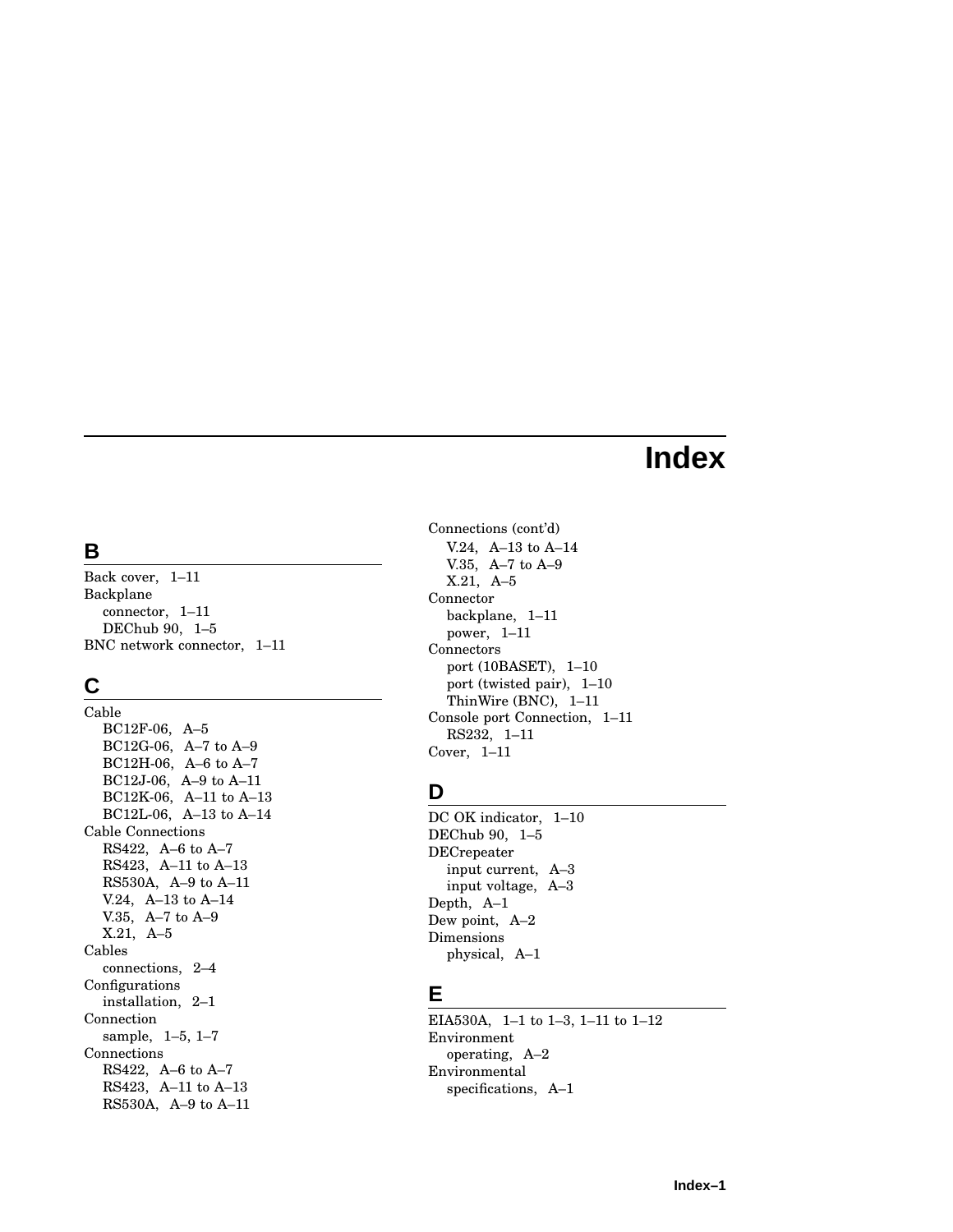# Index

## B

Back cover, 1–11
Backplane
  connector, 1–11
  DEChub 90, 1–5
BNC network connector, 1–11

## C

Cable
  BC12F-06, A–5
  BC12G-06, A–7 to A–9
  BC12H-06, A–6 to A–7
  BC12J-06, A–9 to A–11
  BC12K-06, A–11 to A–13
  BC12L-06, A–13 to A–14
Cable Connections
  RS422, A–6 to A–7
  RS423, A–11 to A–13
  RS530A, A–9 to A–11
  V.24, A–13 to A–14
  V.35, A–7 to A–9
  X.21, A–5
Cables
  connections, 2–4
Configurations
  installation, 2–1
Connection
  sample, 1–5, 1–7
Connections
  RS422, A–6 to A–7
  RS423, A–11 to A–13
  RS530A, A–9 to A–11

Connections (cont'd)
  V.24, A–13 to A–14
  V.35, A–7 to A–9
  X.21, A–5
Connector
  backplane, 1–11
  power, 1–11
Connectors
  port (10BASET), 1–10
  port (twisted pair), 1–10
  ThinWire (BNC), 1–11
Console port Connection, 1–11
  RS232, 1–11
Cover, 1–11

## D

DC OK indicator, 1–10
DEChub 90, 1–5
DECrepeater
  input current, A–3
  input voltage, A–3
Depth, A–1
Dew point, A–2
Dimensions
  physical, A–1

## E

EIA530A, 1–1 to 1–3, 1–11 to 1–12
Environment
  operating, A–2
Environmental
  specifications, A–1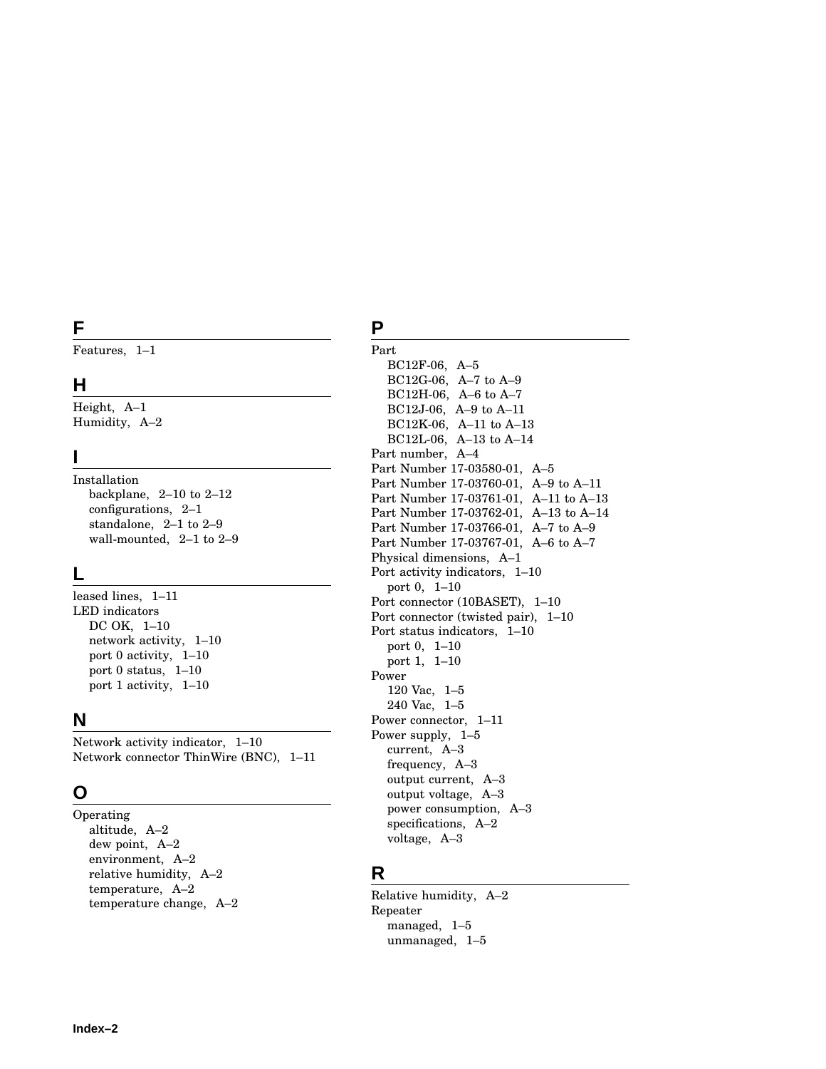## F

Features, 1–1

## H

Height, A–1
Humidity, A–2

## I

Installation
- backplane, 2–10 to 2–12
- configurations, 2–1
- standalone, 2–1 to 2–9
- wall-mounted, 2–1 to 2–9

## L

leased lines, 1–11
LED indicators
- DC OK, 1–10
- network activity, 1–10
- port 0 activity, 1–10
- port 0 status, 1–10
- port 1 activity, 1–10

## N

Network activity indicator, 1–10
Network connector ThinWire (BNC), 1–11

## O

Operating
- altitude, A–2
- dew point, A–2
- environment, A–2
- relative humidity, A–2
- temperature, A–2
- temperature change, A–2

## P

Part
- BC12F-06, A–5
- BC12G-06, A–7 to A–9
- BC12H-06, A–6 to A–7
- BC12J-06, A–9 to A–11
- BC12K-06, A–11 to A–13
- BC12L-06, A–13 to A–14

Part number, A–4
Part Number 17-03580-01, A–5
Part Number 17-03760-01, A–9 to A–11
Part Number 17-03761-01, A–11 to A–13
Part Number 17-03762-01, A–13 to A–14
Part Number 17-03766-01, A–7 to A–9
Part Number 17-03767-01, A–6 to A–7
Physical dimensions, A–1
Port activity indicators, 1–10
- port 0, 1–10

Port connector (10BASET), 1–10
Port connector (twisted pair), 1–10
Port status indicators, 1–10
- port 0, 1–10
- port 1, 1–10

Power
- 120 Vac, 1–5
- 240 Vac, 1–5

Power connector, 1–11
Power supply, 1–5
- current, A–3
- frequency, A–3
- output current, A–3
- output voltage, A–3
- power consumption, A–3
- specifications, A–2
- voltage, A–3

## R

Relative humidity, A–2
Repeater
- managed, 1–5
- unmanaged, 1–5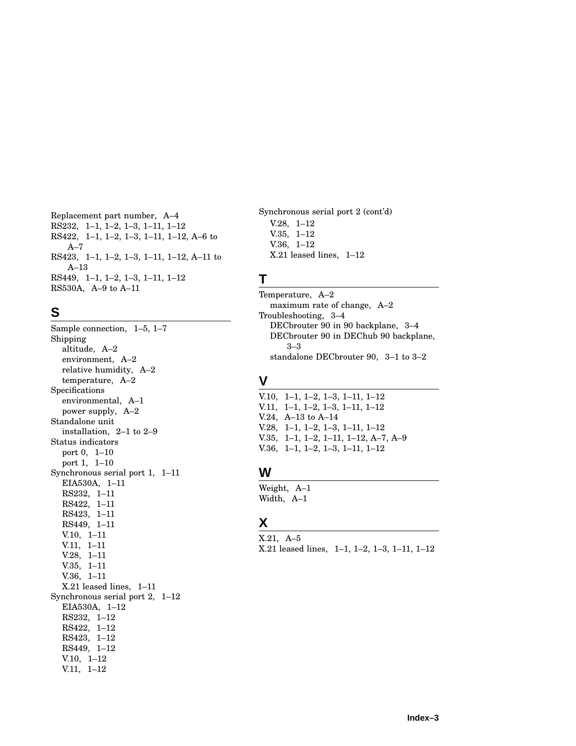Replacement part number, A–4
RS232, 1–1, 1–2, 1–3, 1–11, 1–12
RS422, 1–1, 1–2, 1–3, 1–11, 1–12, A–6 to A–7
RS423, 1–1, 1–2, 1–3, 1–11, 1–12, A–11 to A–13
RS449, 1–1, 1–2, 1–3, 1–11, 1–12
RS530A, A–9 to A–11

## S

Sample connection, 1–5, 1–7
Shipping
  altitude, A–2
  environment, A–2
  relative humidity, A–2
  temperature, A–2
Specifications
  environmental, A–1
  power supply, A–2
Standalone unit
  installation, 2–1 to 2–9
Status indicators
  port 0, 1–10
  port 1, 1–10
Synchronous serial port 1, 1–11
  EIA530A, 1–11
  RS232, 1–11
  RS422, 1–11
  RS423, 1–11
  RS449, 1–11
  V.10, 1–11
  V.11, 1–11
  V.28, 1–11
  V.35, 1–11
  V.36, 1–11
  X.21 leased lines, 1–11
Synchronous serial port 2, 1–12
  EIA530A, 1–12
  RS232, 1–12
  RS422, 1–12
  RS423, 1–12
  RS449, 1–12
  V.10, 1–12
  V.11, 1–12
Synchronous serial port 2 (cont'd)
  V.28, 1–12
  V.35, 1–12
  V.36, 1–12
  X.21 leased lines, 1–12

## T

Temperature, A–2
  maximum rate of change, A–2
Troubleshooting, 3–4
  DECbrouter 90 in 90 backplane, 3–4
  DECbrouter 90 in DEChub 90 backplane, 3–3
  standalone DECbrouter 90, 3–1 to 3–2

## V

V.10, 1–1, 1–2, 1–3, 1–11, 1–12
V.11, 1–1, 1–2, 1–3, 1–11, 1–12
V.24, A–13 to A–14
V.28, 1–1, 1–2, 1–3, 1–11, 1–12
V.35, 1–1, 1–2, 1–11, 1–12, A–7, A–9
V.36, 1–1, 1–2, 1–3, 1–11, 1–12

## W

Weight, A–1
Width, A–1

## X

X.21, A–5
X.21 leased lines, 1–1, 1–2, 1–3, 1–11, 1–12